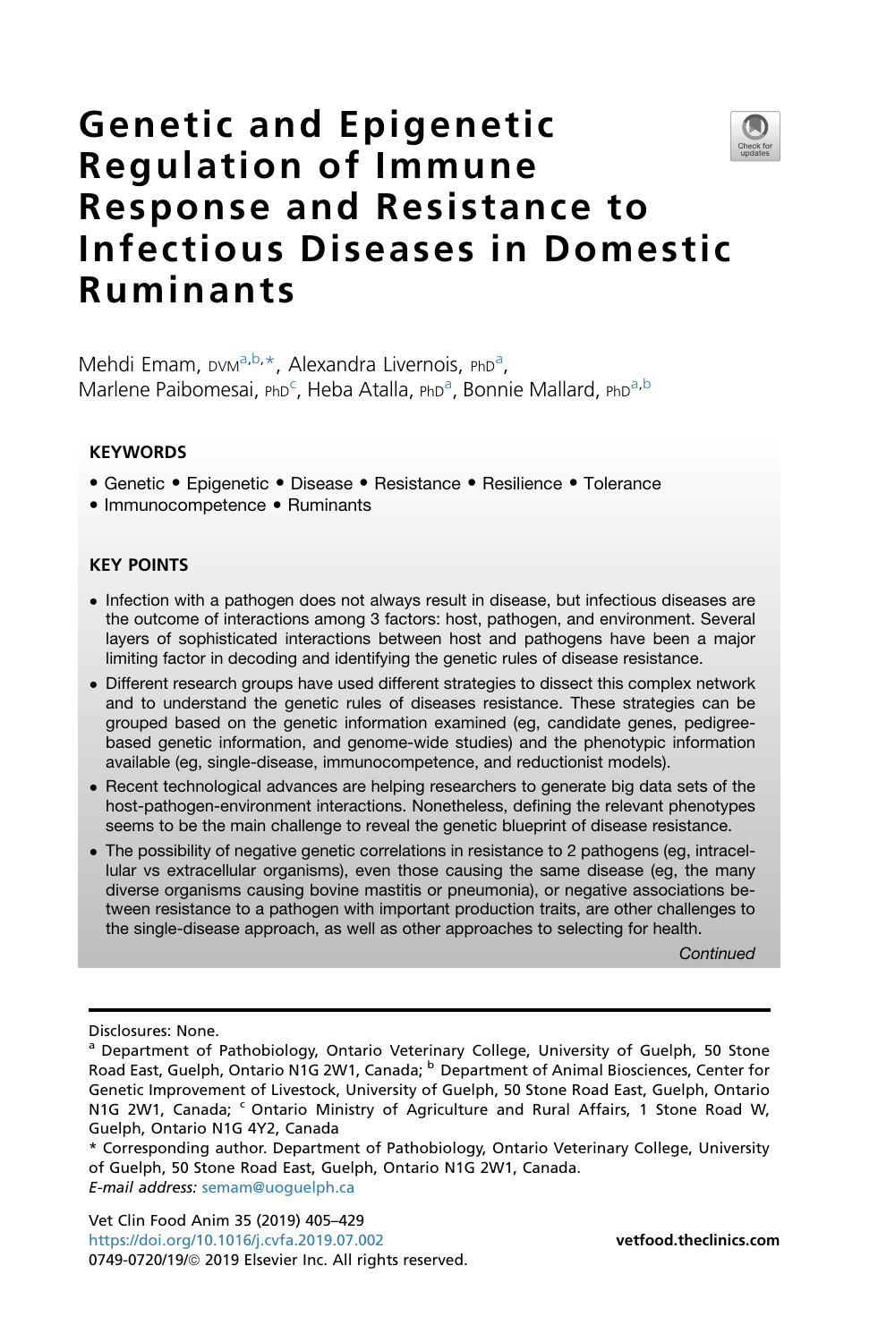# Genetic and Epigenetic Regulation of Immune Response and Resistance to Infectious Diseases in Domestic Ruminants

Mehdi Emam, DVM[a,b,*], Alexandra Livernois, PhD[a], Marlene Paibomesai, PhD[c], Heba Atalla, PhD[a], Bonnie Mallard, PhD[a,b]

## KEYWORDS

- Genetic • Epigenetic • Disease • Resistance • Resilience • Tolerance
- Immunocompetence • Ruminants

## KEY POINTS

- Infection with a pathogen does not always result in disease, but infectious diseases are the outcome of interactions among 3 factors: host, pathogen, and environment. Several layers of sophisticated interactions between host and pathogens have been a major limiting factor in decoding and identifying the genetic rules of disease resistance.
- Different research groups have used different strategies to dissect this complex network and to understand the genetic rules of diseases resistance. These strategies can be grouped based on the genetic information examined (eg, candidate genes, pedigree-based genetic information, and genome-wide studies) and the phenotypic information available (eg, single-disease, immunocompetence, and reductionist models).
- Recent technological advances are helping researchers to generate big data sets of the host-pathogen-environment interactions. Nonetheless, defining the relevant phenotypes seems to be the main challenge to reveal the genetic blueprint of disease resistance.
- The possibility of negative genetic correlations in resistance to 2 pathogens (eg, intracellular vs extracellular organisms), even those causing the same disease (eg, the many diverse organisms causing bovine mastitis or pneumonia), or negative associations between resistance to a pathogen with important production traits, are other challenges to the single-disease approach, as well as other approaches to selecting for health.

*Continued*

Disclosures: None.

[a] Department of Pathobiology, Ontario Veterinary College, University of Guelph, 50 Stone Road East, Guelph, Ontario N1G 2W1, Canada; [b] Department of Animal Biosciences, Center for Genetic Improvement of Livestock, University of Guelph, 50 Stone Road East, Guelph, Ontario N1G 2W1, Canada; [c] Ontario Ministry of Agriculture and Rural Affairs, 1 Stone Road W, Guelph, Ontario N1G 4Y2, Canada

\* Corresponding author. Department of Pathobiology, Ontario Veterinary College, University of Guelph, 50 Stone Road East, Guelph, Ontario N1G 2W1, Canada.

*E-mail address:* semam@uoguelph.ca

Vet Clin Food Anim 35 (2019) 405–429
https://doi.org/10.1016/j.cvfa.2019.07.002
0749-0720/19/© 2019 Elsevier Inc. All rights reserved.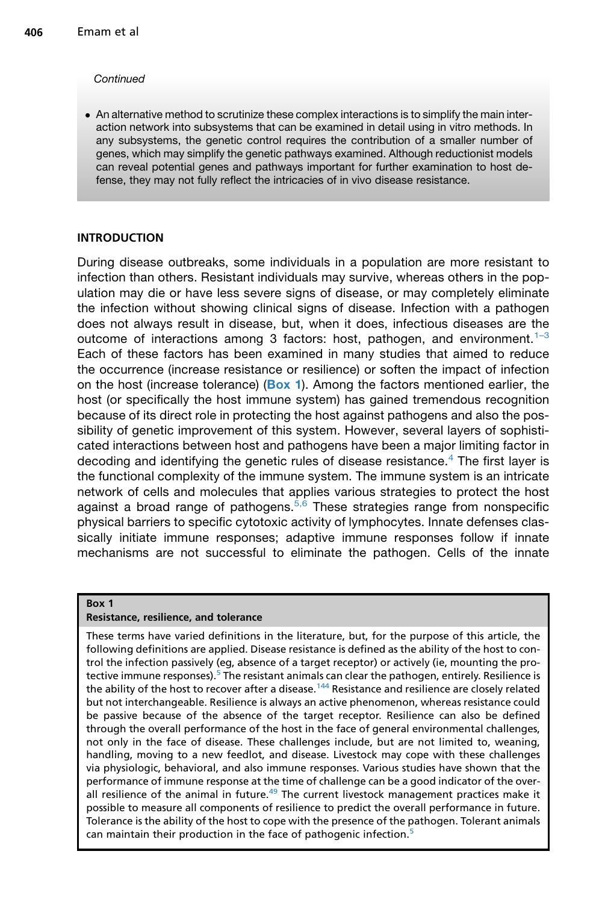*Continued*

- An alternative method to scrutinize these complex interactions is to simplify the main interaction network into subsystems that can be examined in detail using in vitro methods. In any subsystems, the genetic control requires the contribution of a smaller number of genes, which may simplify the genetic pathways examined. Although reductionist models can reveal potential genes and pathways important for further examination to host defense, they may not fully reflect the intricacies of in vivo disease resistance.

## INTRODUCTION

During disease outbreaks, some individuals in a population are more resistant to infection than others. Resistant individuals may survive, whereas others in the population may die or have less severe signs of disease, or may completely eliminate the infection without showing clinical signs of disease. Infection with a pathogen does not always result in disease, but, when it does, infectious diseases are the outcome of interactions among 3 factors: host, pathogen, and environment.[1–3] Each of these factors has been examined in many studies that aimed to reduce the occurrence (increase resistance or resilience) or soften the impact of infection on the host (increase tolerance) (**Box 1**). Among the factors mentioned earlier, the host (or specifically the host immune system) has gained tremendous recognition because of its direct role in protecting the host against pathogens and also the possibility of genetic improvement of this system. However, several layers of sophisticated interactions between host and pathogens have been a major limiting factor in decoding and identifying the genetic rules of disease resistance.[4] The first layer is the functional complexity of the immune system. The immune system is an intricate network of cells and molecules that applies various strategies to protect the host against a broad range of pathogens.[5,6] These strategies range from nonspecific physical barriers to specific cytotoxic activity of lymphocytes. Innate defenses classically initiate immune responses; adaptive immune responses follow if innate mechanisms are not successful to eliminate the pathogen. Cells of the innate

**Box 1**
**Resistance, resilience, and tolerance**

These terms have varied definitions in the literature, but, for the purpose of this article, the following definitions are applied. Disease resistance is defined as the ability of the host to control the infection passively (eg, absence of a target receptor) or actively (ie, mounting the protective immune responses).[5] The resistant animals can clear the pathogen, entirely. Resilience is the ability of the host to recover after a disease.[144] Resistance and resilience are closely related but not interchangeable. Resilience is always an active phenomenon, whereas resistance could be passive because of the absence of the target receptor. Resilience can also be defined through the overall performance of the host in the face of general environmental challenges, not only in the face of disease. These challenges include, but are not limited to, weaning, handling, moving to a new feedlot, and disease. Livestock may cope with these challenges via physiologic, behavioral, and also immune responses. Various studies have shown that the performance of immune response at the time of challenge can be a good indicator of the overall resilience of the animal in future.[49] The current livestock management practices make it possible to measure all components of resilience to predict the overall performance in future. Tolerance is the ability of the host to cope with the presence of the pathogen. Tolerant animals can maintain their production in the face of pathogenic infection.[5]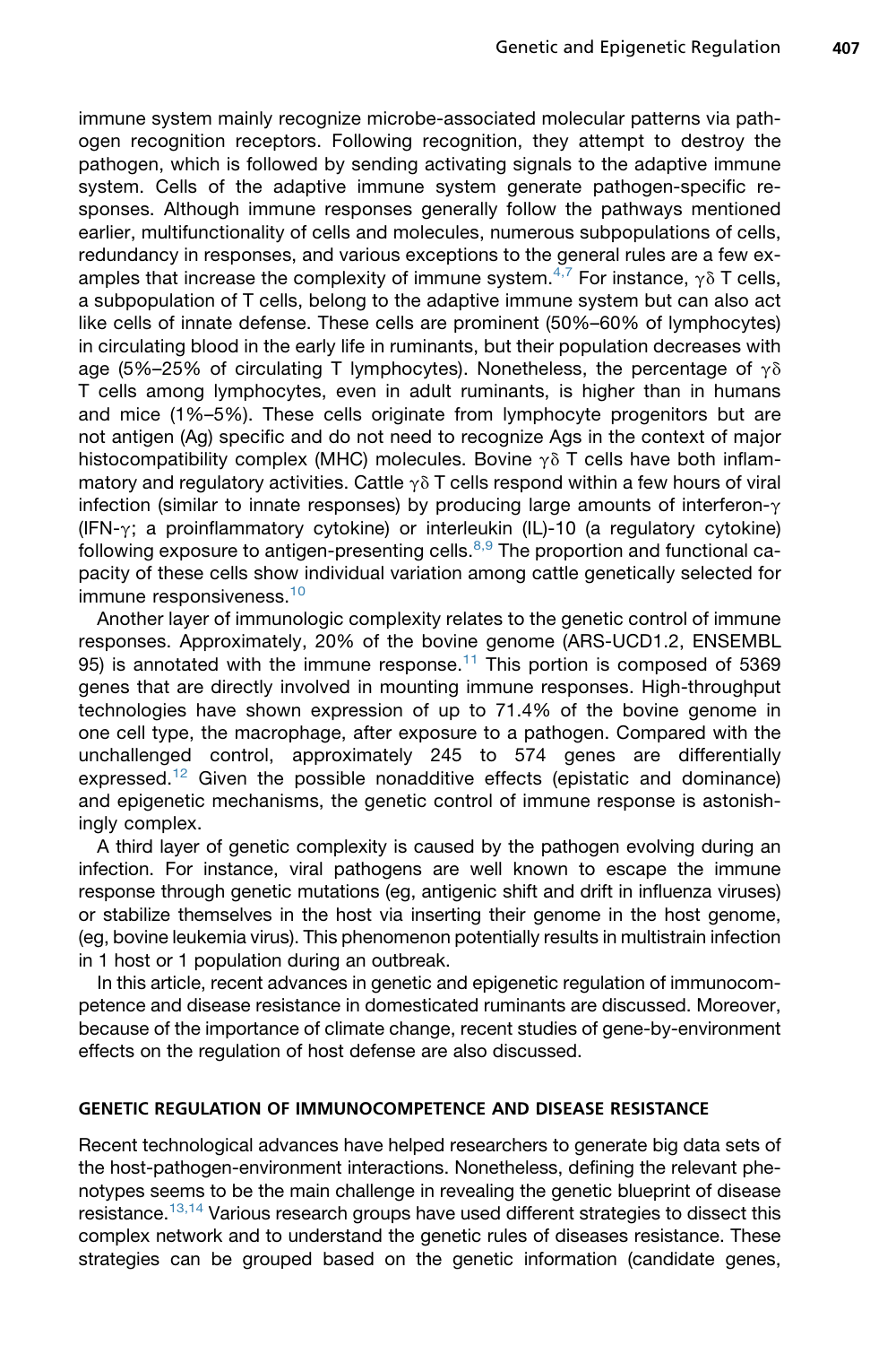immune system mainly recognize microbe-associated molecular patterns via pathogen recognition receptors. Following recognition, they attempt to destroy the pathogen, which is followed by sending activating signals to the adaptive immune system. Cells of the adaptive immune system generate pathogen-specific responses. Although immune responses generally follow the pathways mentioned earlier, multifunctionality of cells and molecules, numerous subpopulations of cells, redundancy in responses, and various exceptions to the general rules are a few examples that increase the complexity of immune system.[4,7] For instance, $\gamma\delta$ T cells, a subpopulation of T cells, belong to the adaptive immune system but can also act like cells of innate defense. These cells are prominent (50%–60% of lymphocytes) in circulating blood in the early life in ruminants, but their population decreases with age (5%–25% of circulating T lymphocytes). Nonetheless, the percentage of $\gamma\delta$ T cells among lymphocytes, even in adult ruminants, is higher than in humans and mice (1%–5%). These cells originate from lymphocyte progenitors but are not antigen (Ag) specific and do not need to recognize Ags in the context of major histocompatibility complex (MHC) molecules. Bovine $\gamma\delta$ T cells have both inflammatory and regulatory activities. Cattle $\gamma\delta$ T cells respond within a few hours of viral infection (similar to innate responses) by producing large amounts of interferon-$\gamma$ (IFN-$\gamma$; a proinflammatory cytokine) or interleukin (IL)-10 (a regulatory cytokine) following exposure to antigen-presenting cells.[8,9] The proportion and functional capacity of these cells show individual variation among cattle genetically selected for immune responsiveness.[10]

Another layer of immunologic complexity relates to the genetic control of immune responses. Approximately, 20% of the bovine genome (ARS-UCD1.2, ENSEMBL 95) is annotated with the immune response.[11] This portion is composed of 5369 genes that are directly involved in mounting immune responses. High-throughput technologies have shown expression of up to 71.4% of the bovine genome in one cell type, the macrophage, after exposure to a pathogen. Compared with the unchallenged control, approximately 245 to 574 genes are differentially expressed.[12] Given the possible nonadditive effects (epistatic and dominance) and epigenetic mechanisms, the genetic control of immune response is astonishingly complex.

A third layer of genetic complexity is caused by the pathogen evolving during an infection. For instance, viral pathogens are well known to escape the immune response through genetic mutations (eg, antigenic shift and drift in influenza viruses) or stabilize themselves in the host via inserting their genome in the host genome, (eg, bovine leukemia virus). This phenomenon potentially results in multistrain infection in 1 host or 1 population during an outbreak.

In this article, recent advances in genetic and epigenetic regulation of immunocompetence and disease resistance in domesticated ruminants are discussed. Moreover, because of the importance of climate change, recent studies of gene-by-environment effects on the regulation of host defense are also discussed.

## GENETIC REGULATION OF IMMUNOCOMPETENCE AND DISEASE RESISTANCE

Recent technological advances have helped researchers to generate big data sets of the host-pathogen-environment interactions. Nonetheless, defining the relevant phenotypes seems to be the main challenge in revealing the genetic blueprint of disease resistance.[13,14] Various research groups have used different strategies to dissect this complex network and to understand the genetic rules of diseases resistance. These strategies can be grouped based on the genetic information (candidate genes,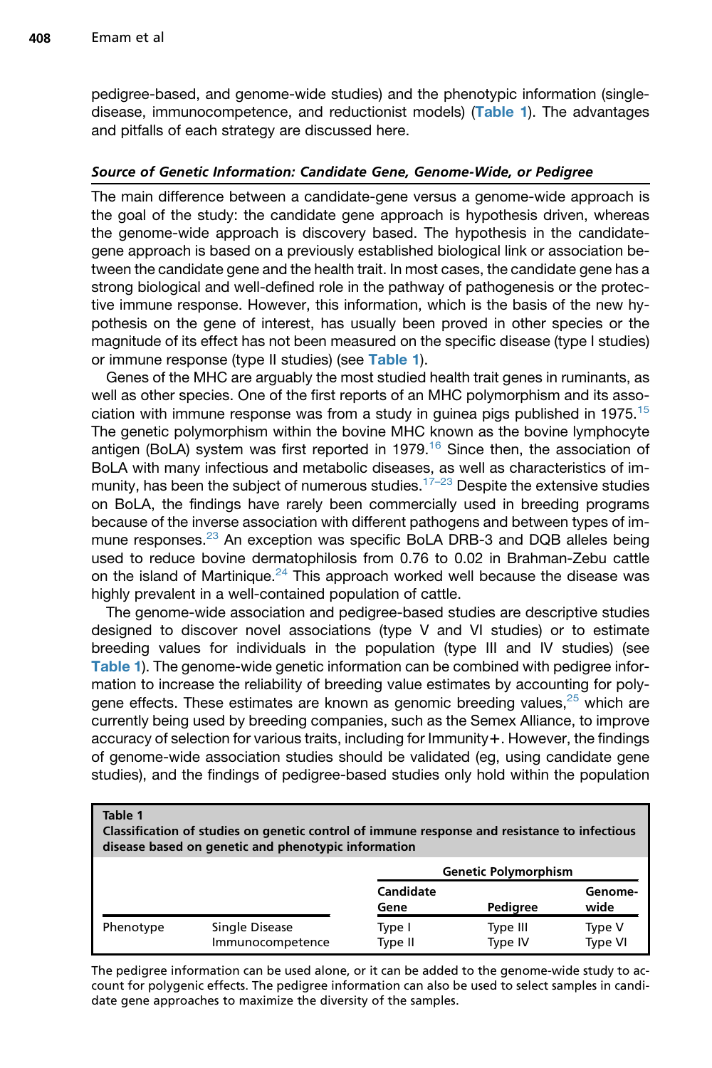pedigree-based, and genome-wide studies) and the phenotypic information (single-disease, immunocompetence, and reductionist models) (**Table 1**). The advantages and pitfalls of each strategy are discussed here.

### *Source of Genetic Information: Candidate Gene, Genome-Wide, or Pedigree*

The main difference between a candidate-gene versus a genome-wide approach is the goal of the study: the candidate gene approach is hypothesis driven, whereas the genome-wide approach is discovery based. The hypothesis in the candidate-gene approach is based on a previously established biological link or association between the candidate gene and the health trait. In most cases, the candidate gene has a strong biological and well-defined role in the pathway of pathogenesis or the protective immune response. However, this information, which is the basis of the new hypothesis on the gene of interest, has usually been proved in other species or the magnitude of its effect has not been measured on the specific disease (type I studies) or immune response (type II studies) (see **Table 1**).

Genes of the MHC are arguably the most studied health trait genes in ruminants, as well as other species. One of the first reports of an MHC polymorphism and its association with immune response was from a study in guinea pigs published in 1975.[15] The genetic polymorphism within the bovine MHC known as the bovine lymphocyte antigen (BoLA) system was first reported in 1979.[16] Since then, the association of BoLA with many infectious and metabolic diseases, as well as characteristics of immunity, has been the subject of numerous studies.[17–23] Despite the extensive studies on BoLA, the findings have rarely been commercially used in breeding programs because of the inverse association with different pathogens and between types of immune responses.[23] An exception was specific BoLA DRB-3 and DQB alleles being used to reduce bovine dermatophilosis from 0.76 to 0.02 in Brahman-Zebu cattle on the island of Martinique.[24] This approach worked well because the disease was highly prevalent in a well-contained population of cattle.

The genome-wide association and pedigree-based studies are descriptive studies designed to discover novel associations (type V and VI studies) or to estimate breeding values for individuals in the population (type III and IV studies) (see **Table 1**). The genome-wide genetic information can be combined with pedigree information to increase the reliability of breeding value estimates by accounting for polygene effects. These estimates are known as genomic breeding values,[25] which are currently being used by breeding companies, such as the Semex Alliance, to improve accuracy of selection for various traits, including for Immunity+. However, the findings of genome-wide association studies should be validated (eg, using candidate gene studies), and the findings of pedigree-based studies only hold within the population

**Table 1**
**Classification of studies on genetic control of immune response and resistance to infectious disease based on genetic and phenotypic information**

| | | Genetic Polymorphism | | |
|---|---|---|---|---|
| | | Candidate Gene | Pedigree | Genome-wide |
| Phenotype | Single Disease | Type I | Type III | Type V |
| | Immunocompetence | Type II | Type IV | Type VI |

The pedigree information can be used alone, or it can be added to the genome-wide study to account for polygenic effects. The pedigree information can also be used to select samples in candidate gene approaches to maximize the diversity of the samples.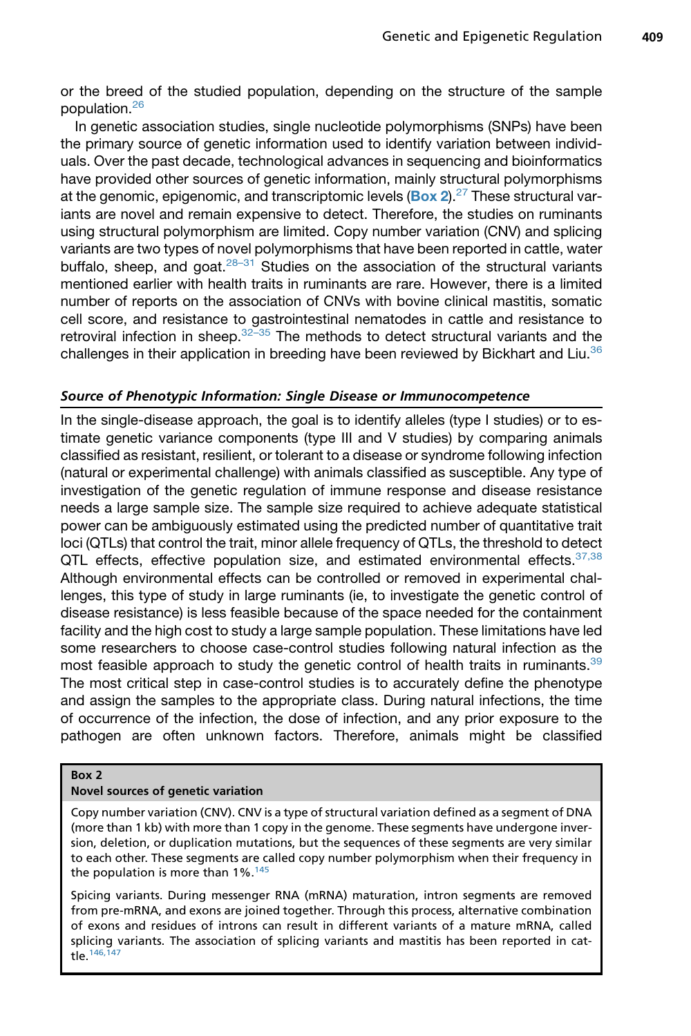or the breed of the studied population, depending on the structure of the sample population.[26]

In genetic association studies, single nucleotide polymorphisms (SNPs) have been the primary source of genetic information used to identify variation between individuals. Over the past decade, technological advances in sequencing and bioinformatics have provided other sources of genetic information, mainly structural polymorphisms at the genomic, epigenomic, and transcriptomic levels (**Box 2**).[27] These structural variants are novel and remain expensive to detect. Therefore, the studies on ruminants using structural polymorphism are limited. Copy number variation (CNV) and splicing variants are two types of novel polymorphisms that have been reported in cattle, water buffalo, sheep, and goat.[28–31] Studies on the association of the structural variants mentioned earlier with health traits in ruminants are rare. However, there is a limited number of reports on the association of CNVs with bovine clinical mastitis, somatic cell score, and resistance to gastrointestinal nematodes in cattle and resistance to retroviral infection in sheep.[32–35] The methods to detect structural variants and the challenges in their application in breeding have been reviewed by Bickhart and Liu.[36]

### *Source of Phenotypic Information: Single Disease or Immunocompetence*

In the single-disease approach, the goal is to identify alleles (type I studies) or to estimate genetic variance components (type III and V studies) by comparing animals classified as resistant, resilient, or tolerant to a disease or syndrome following infection (natural or experimental challenge) with animals classified as susceptible. Any type of investigation of the genetic regulation of immune response and disease resistance needs a large sample size. The sample size required to achieve adequate statistical power can be ambiguously estimated using the predicted number of quantitative trait loci (QTLs) that control the trait, minor allele frequency of QTLs, the threshold to detect QTL effects, effective population size, and estimated environmental effects.[37,38] Although environmental effects can be controlled or removed in experimental challenges, this type of study in large ruminants (ie, to investigate the genetic control of disease resistance) is less feasible because of the space needed for the containment facility and the high cost to study a large sample population. These limitations have led some researchers to choose case-control studies following natural infection as the most feasible approach to study the genetic control of health traits in ruminants.[39] The most critical step in case-control studies is to accurately define the phenotype and assign the samples to the appropriate class. During natural infections, the time of occurrence of the infection, the dose of infection, and any prior exposure to the pathogen are often unknown factors. Therefore, animals might be classified

> **Box 2**
> **Novel sources of genetic variation**
>
> Copy number variation (CNV). CNV is a type of structural variation defined as a segment of DNA (more than 1 kb) with more than 1 copy in the genome. These segments have undergone inversion, deletion, or duplication mutations, but the sequences of these segments are very similar to each other. These segments are called copy number polymorphism when their frequency in the population is more than 1%.[145]
>
> Spicing variants. During messenger RNA (mRNA) maturation, intron segments are removed from pre-mRNA, and exons are joined together. Through this process, alternative combination of exons and residues of introns can result in different variants of a mature mRNA, called splicing variants. The association of splicing variants and mastitis has been reported in cattle.[146,147]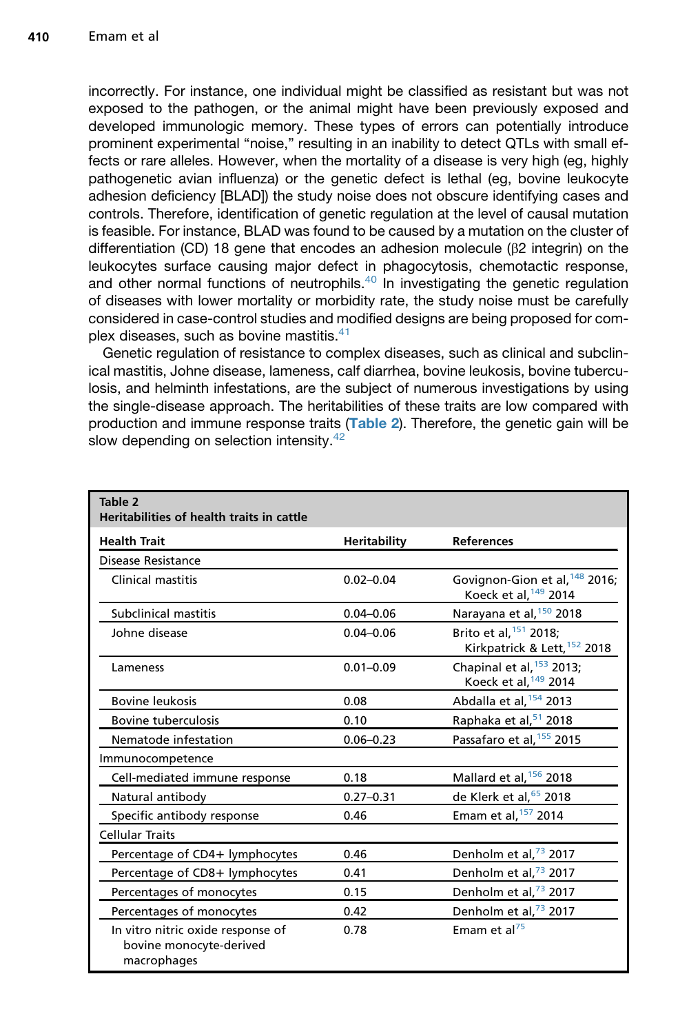incorrectly. For instance, one individual might be classified as resistant but was not exposed to the pathogen, or the animal might have been previously exposed and developed immunologic memory. These types of errors can potentially introduce prominent experimental “noise,” resulting in an inability to detect QTLs with small effects or rare alleles. However, when the mortality of a disease is very high (eg, highly pathogenetic avian influenza) or the genetic defect is lethal (eg, bovine leukocyte adhesion deficiency [BLAD]) the study noise does not obscure identifying cases and controls. Therefore, identification of genetic regulation at the level of causal mutation is feasible. For instance, BLAD was found to be caused by a mutation on the cluster of differentiation (CD) 18 gene that encodes an adhesion molecule (β2 integrin) on the leukocytes surface causing major defect in phagocytosis, chemotactic response, and other normal functions of neutrophils.[40] In investigating the genetic regulation of diseases with lower mortality or morbidity rate, the study noise must be carefully considered in case-control studies and modified designs are being proposed for complex diseases, such as bovine mastitis.[41]

Genetic regulation of resistance to complex diseases, such as clinical and subclinical mastitis, Johne disease, lameness, calf diarrhea, bovine leukosis, bovine tuberculosis, and helminth infestations, are the subject of numerous investigations by using the single-disease approach. The heritabilities of these traits are low compared with production and immune response traits (Table 2). Therefore, the genetic gain will be slow depending on selection intensity.[42]

**Table 2**
**Heritabilities of health traits in cattle**

| Health Trait | Heritability | References |
| --- | --- | --- |
| Disease Resistance | | |
| Clinical mastitis | 0.02–0.04 | Govignon-Gion et al,[148] 2016; Koeck et al,[149] 2014 |
| Subclinical mastitis | 0.04–0.06 | Narayana et al,[150] 2018 |
| Johne disease | 0.04–0.06 | Brito et al,[151] 2018; Kirkpatrick & Lett,[152] 2018 |
| Lameness | 0.01–0.09 | Chapinal et al,[153] 2013; Koeck et al,[149] 2014 |
| Bovine leukosis | 0.08 | Abdalla et al,[154] 2013 |
| Bovine tuberculosis | 0.10 | Raphaka et al,[51] 2018 |
| Nematode infestation | 0.06–0.23 | Passafaro et al,[155] 2015 |
| Immunocompetence | | |
| Cell-mediated immune response | 0.18 | Mallard et al,[156] 2018 |
| Natural antibody | 0.27–0.31 | de Klerk et al,[65] 2018 |
| Specific antibody response | 0.46 | Emam et al,[157] 2014 |
| Cellular Traits | | |
| Percentage of CD4+ lymphocytes | 0.46 | Denholm et al,[73] 2017 |
| Percentage of CD8+ lymphocytes | 0.41 | Denholm et al,[73] 2017 |
| Percentages of monocytes | 0.15 | Denholm et al,[73] 2017 |
| Percentages of monocytes | 0.42 | Denholm et al,[73] 2017 |
| In vitro nitric oxide response of bovine monocyte-derived macrophages | 0.78 | Emam et al[75] |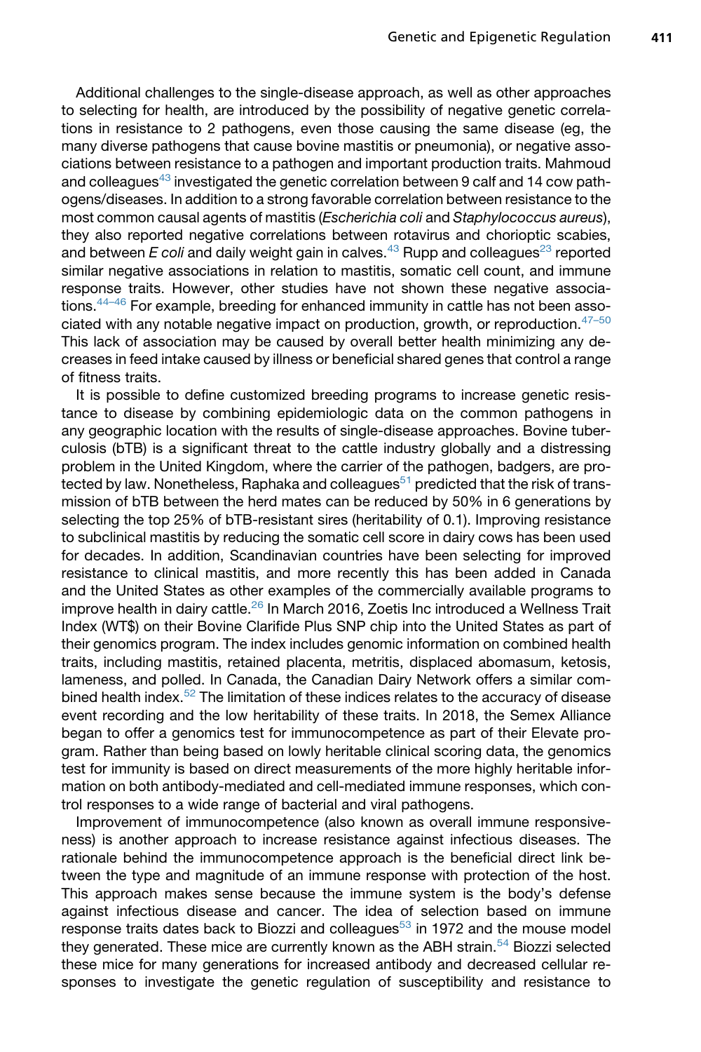Additional challenges to the single-disease approach, as well as other approaches to selecting for health, are introduced by the possibility of negative genetic correlations in resistance to 2 pathogens, even those causing the same disease (eg, the many diverse pathogens that cause bovine mastitis or pneumonia), or negative associations between resistance to a pathogen and important production traits. Mahmoud and colleagues[43] investigated the genetic correlation between 9 calf and 14 cow pathogens/diseases. In addition to a strong favorable correlation between resistance to the most common causal agents of mastitis (*Escherichia coli* and *Staphylococcus aureus*), they also reported negative correlations between rotavirus and chorioptic scabies, and between *E coli* and daily weight gain in calves.[43] Rupp and colleagues[23] reported similar negative associations in relation to mastitis, somatic cell count, and immune response traits. However, other studies have not shown these negative associations.[44–46] For example, breeding for enhanced immunity in cattle has not been associated with any notable negative impact on production, growth, or reproduction.[47–50] This lack of association may be caused by overall better health minimizing any decreases in feed intake caused by illness or beneficial shared genes that control a range of fitness traits.

It is possible to define customized breeding programs to increase genetic resistance to disease by combining epidemiologic data on the common pathogens in any geographic location with the results of single-disease approaches. Bovine tuberculosis (bTB) is a significant threat to the cattle industry globally and a distressing problem in the United Kingdom, where the carrier of the pathogen, badgers, are protected by law. Nonetheless, Raphaka and colleagues[51] predicted that the risk of transmission of bTB between the herd mates can be reduced by 50% in 6 generations by selecting the top 25% of bTB-resistant sires (heritability of 0.1). Improving resistance to subclinical mastitis by reducing the somatic cell score in dairy cows has been used for decades. In addition, Scandinavian countries have been selecting for improved resistance to clinical mastitis, and more recently this has been added in Canada and the United States as other examples of the commercially available programs to improve health in dairy cattle.[26] In March 2016, Zoetis Inc introduced a Wellness Trait Index (WT$) on their Bovine Clarifide Plus SNP chip into the United States as part of their genomics program. The index includes genomic information on combined health traits, including mastitis, retained placenta, metritis, displaced abomasum, ketosis, lameness, and polled. In Canada, the Canadian Dairy Network offers a similar combined health index.[52] The limitation of these indices relates to the accuracy of disease event recording and the low heritability of these traits. In 2018, the Semex Alliance began to offer a genomics test for immunocompetence as part of their Elevate program. Rather than being based on lowly heritable clinical scoring data, the genomics test for immunity is based on direct measurements of the more highly heritable information on both antibody-mediated and cell-mediated immune responses, which control responses to a wide range of bacterial and viral pathogens.

Improvement of immunocompetence (also known as overall immune responsiveness) is another approach to increase resistance against infectious diseases. The rationale behind the immunocompetence approach is the beneficial direct link between the type and magnitude of an immune response with protection of the host. This approach makes sense because the immune system is the body's defense against infectious disease and cancer. The idea of selection based on immune response traits dates back to Biozzi and colleagues[53] in 1972 and the mouse model they generated. These mice are currently known as the ABH strain.[54] Biozzi selected these mice for many generations for increased antibody and decreased cellular responses to investigate the genetic regulation of susceptibility and resistance to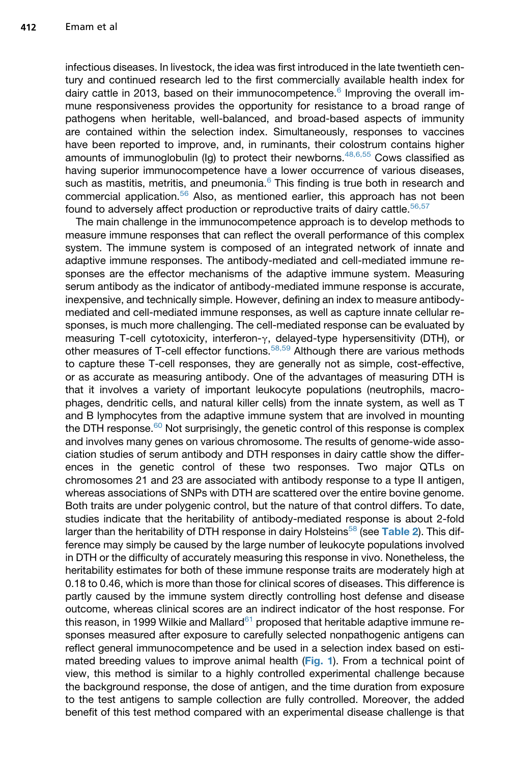infectious diseases. In livestock, the idea was first introduced in the late twentieth century and continued research led to the first commercially available health index for dairy cattle in 2013, based on their immunocompetence.[6] Improving the overall immune responsiveness provides the opportunity for resistance to a broad range of pathogens when heritable, well-balanced, and broad-based aspects of immunity are contained within the selection index. Simultaneously, responses to vaccines have been reported to improve, and, in ruminants, their colostrum contains higher amounts of immunoglobulin (Ig) to protect their newborns.[48,6,55] Cows classified as having superior immunocompetence have a lower occurrence of various diseases, such as mastitis, metritis, and pneumonia.[6] This finding is true both in research and commercial application.[56] Also, as mentioned earlier, this approach has not been found to adversely affect production or reproductive traits of dairy cattle.[56,57]

The main challenge in the immunocompetence approach is to develop methods to measure immune responses that can reflect the overall performance of this complex system. The immune system is composed of an integrated network of innate and adaptive immune responses. The antibody-mediated and cell-mediated immune responses are the effector mechanisms of the adaptive immune system. Measuring serum antibody as the indicator of antibody-mediated immune response is accurate, inexpensive, and technically simple. However, defining an index to measure antibody-mediated and cell-mediated immune responses, as well as capture innate cellular responses, is much more challenging. The cell-mediated response can be evaluated by measuring T-cell cytotoxicity, interferon-$\gamma$, delayed-type hypersensitivity (DTH), or other measures of T-cell effector functions.[58,59] Although there are various methods to capture these T-cell responses, they are generally not as simple, cost-effective, or as accurate as measuring antibody. One of the advantages of measuring DTH is that it involves a variety of important leukocyte populations (neutrophils, macrophages, dendritic cells, and natural killer cells) from the innate system, as well as T and B lymphocytes from the adaptive immune system that are involved in mounting the DTH response.[60] Not surprisingly, the genetic control of this response is complex and involves many genes on various chromosome. The results of genome-wide association studies of serum antibody and DTH responses in dairy cattle show the differences in the genetic control of these two responses. Two major QTLs on chromosomes 21 and 23 are associated with antibody response to a type II antigen, whereas associations of SNPs with DTH are scattered over the entire bovine genome. Both traits are under polygenic control, but the nature of that control differs. To date, studies indicate that the heritability of antibody-mediated response is about 2-fold larger than the heritability of DTH response in dairy Holsteins[58] (see **Table 2**). This difference may simply be caused by the large number of leukocyte populations involved in DTH or the difficulty of accurately measuring this response in vivo. Nonetheless, the heritability estimates for both of these immune response traits are moderately high at 0.18 to 0.46, which is more than those for clinical scores of diseases. This difference is partly caused by the immune system directly controlling host defense and disease outcome, whereas clinical scores are an indirect indicator of the host response. For this reason, in 1999 Wilkie and Mallard[61] proposed that heritable adaptive immune responses measured after exposure to carefully selected nonpathogenic antigens can reflect general immunocompetence and be used in a selection index based on estimated breeding values to improve animal health (**Fig. 1**). From a technical point of view, this method is similar to a highly controlled experimental challenge because the background response, the dose of antigen, and the time duration from exposure to the test antigens to sample collection are fully controlled. Moreover, the added benefit of this test method compared with an experimental disease challenge is that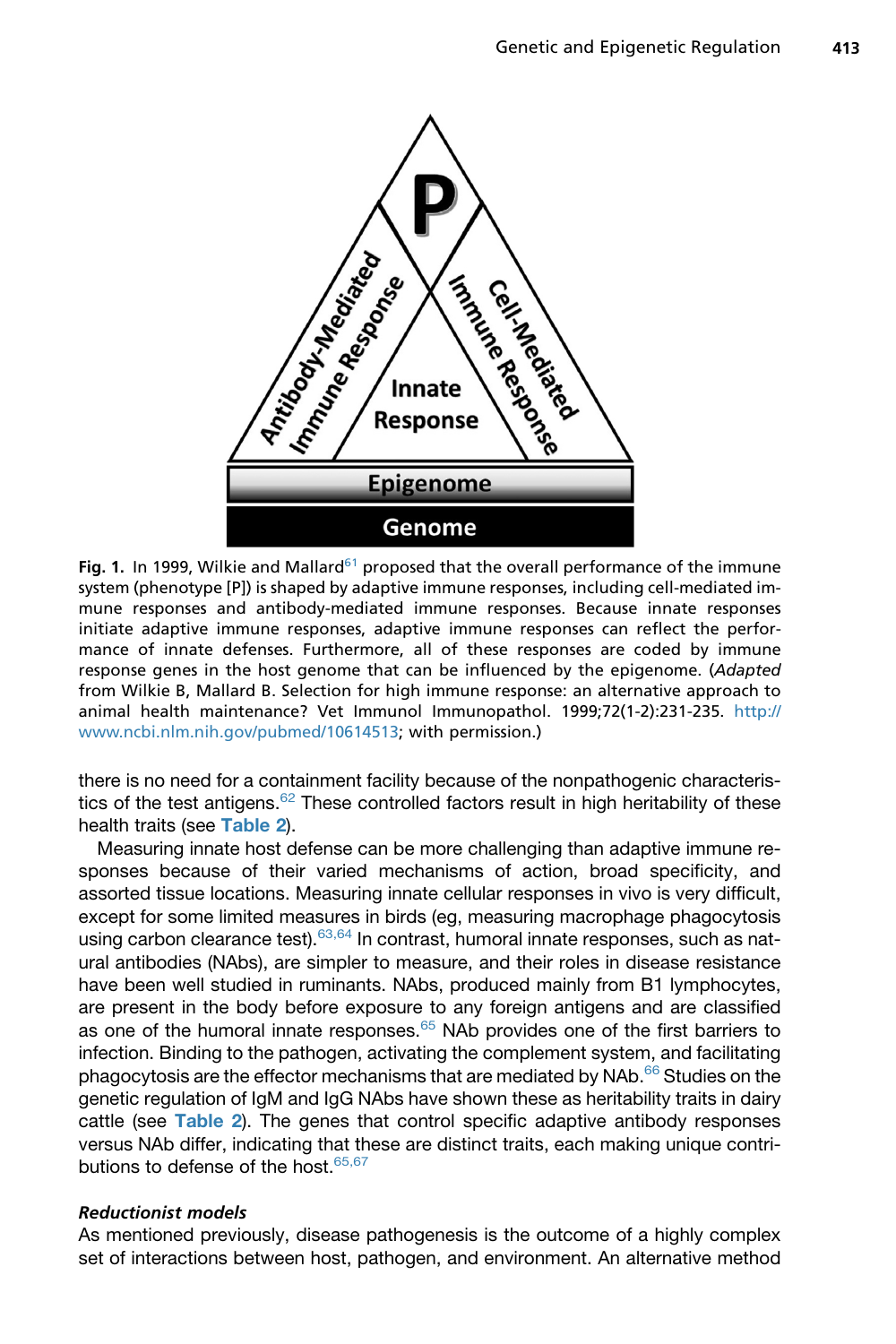Fig. 1. In 1999, Wilkie and Mallard[61] proposed that the overall performance of the immune system (phenotype [P]) is shaped by adaptive immune responses, including cell-mediated immune responses and antibody-mediated immune responses. Because innate responses initiate adaptive immune responses, adaptive immune responses can reflect the performance of innate defenses. Furthermore, all of these responses are coded by immune response genes in the host genome that can be influenced by the epigenome. (*Adapted* from Wilkie B, Mallard B. Selection for high immune response: an alternative approach to animal health maintenance? Vet Immunol Immunopathol. 1999;72(1-2):231-235. http://www.ncbi.nlm.nih.gov/pubmed/10614513; with permission.)

there is no need for a containment facility because of the nonpathogenic characteristics of the test antigens.[62] These controlled factors result in high heritability of these health traits (see Table 2).

Measuring innate host defense can be more challenging than adaptive immune responses because of their varied mechanisms of action, broad specificity, and assorted tissue locations. Measuring innate cellular responses in vivo is very difficult, except for some limited measures in birds (eg, measuring macrophage phagocytosis using carbon clearance test).[63,64] In contrast, humoral innate responses, such as natural antibodies (NAbs), are simpler to measure, and their roles in disease resistance have been well studied in ruminants. NAbs, produced mainly from B1 lymphocytes, are present in the body before exposure to any foreign antigens and are classified as one of the humoral innate responses.[65] NAb provides one of the first barriers to infection. Binding to the pathogen, activating the complement system, and facilitating phagocytosis are the effector mechanisms that are mediated by NAb.[66] Studies on the genetic regulation of IgM and IgG NAbs have shown these as heritability traits in dairy cattle (see Table 2). The genes that control specific adaptive antibody responses versus NAb differ, indicating that these are distinct traits, each making unique contributions to defense of the host.[65,67]

### *Reductionist models*

As mentioned previously, disease pathogenesis is the outcome of a highly complex set of interactions between host, pathogen, and environment. An alternative method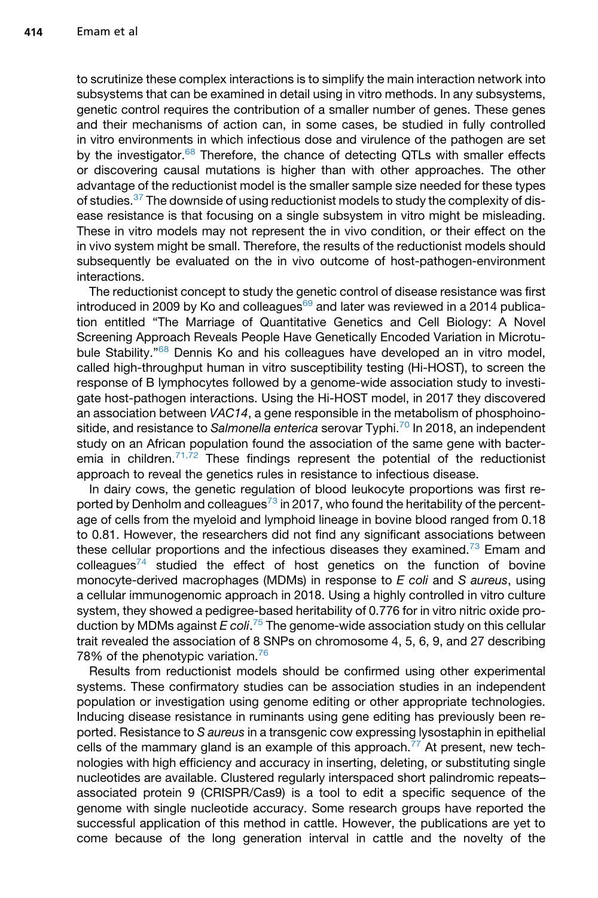to scrutinize these complex interactions is to simplify the main interaction network into subsystems that can be examined in detail using in vitro methods. In any subsystems, genetic control requires the contribution of a smaller number of genes. These genes and their mechanisms of action can, in some cases, be studied in fully controlled in vitro environments in which infectious dose and virulence of the pathogen are set by the investigator.[68] Therefore, the chance of detecting QTLs with smaller effects or discovering causal mutations is higher than with other approaches. The other advantage of the reductionist model is the smaller sample size needed for these types of studies.[37] The downside of using reductionist models to study the complexity of disease resistance is that focusing on a single subsystem in vitro might be misleading. These in vitro models may not represent the in vivo condition, or their effect on the in vivo system might be small. Therefore, the results of the reductionist models should subsequently be evaluated on the in vivo outcome of host-pathogen-environment interactions.

The reductionist concept to study the genetic control of disease resistance was first introduced in 2009 by Ko and colleagues[69] and later was reviewed in a 2014 publication entitled "The Marriage of Quantitative Genetics and Cell Biology: A Novel Screening Approach Reveals People Have Genetically Encoded Variation in Microtubule Stability."[68] Dennis Ko and his colleagues have developed an in vitro model, called high-throughput human in vitro susceptibility testing (Hi-HOST), to screen the response of B lymphocytes followed by a genome-wide association study to investigate host-pathogen interactions. Using the Hi-HOST model, in 2017 they discovered an association between *VAC14*, a gene responsible in the metabolism of phosphoinositide, and resistance to *Salmonella enterica* serovar Typhi.[70] In 2018, an independent study on an African population found the association of the same gene with bacteremia in children.[71,72] These findings represent the potential of the reductionist approach to reveal the genetics rules in resistance to infectious disease.

In dairy cows, the genetic regulation of blood leukocyte proportions was first reported by Denholm and colleagues[73] in 2017, who found the heritability of the percentage of cells from the myeloid and lymphoid lineage in bovine blood ranged from 0.18 to 0.81. However, the researchers did not find any significant associations between these cellular proportions and the infectious diseases they examined.[73] Emam and colleagues[74] studied the effect of host genetics on the function of bovine monocyte-derived macrophages (MDMs) in response to *E coli* and *S aureus*, using a cellular immunogenomic approach in 2018. Using a highly controlled in vitro culture system, they showed a pedigree-based heritability of 0.776 for in vitro nitric oxide production by MDMs against *E coli*.[75] The genome-wide association study on this cellular trait revealed the association of 8 SNPs on chromosome 4, 5, 6, 9, and 27 describing 78% of the phenotypic variation.[76]

Results from reductionist models should be confirmed using other experimental systems. These confirmatory studies can be association studies in an independent population or investigation using genome editing or other appropriate technologies. Inducing disease resistance in ruminants using gene editing has previously been reported. Resistance to *S aureus* in a transgenic cow expressing lysostaphin in epithelial cells of the mammary gland is an example of this approach.[77] At present, new technologies with high efficiency and accuracy in inserting, deleting, or substituting single nucleotides are available. Clustered regularly interspaced short palindromic repeats–associated protein 9 (CRISPR/Cas9) is a tool to edit a specific sequence of the genome with single nucleotide accuracy. Some research groups have reported the successful application of this method in cattle. However, the publications are yet to come because of the long generation interval in cattle and the novelty of the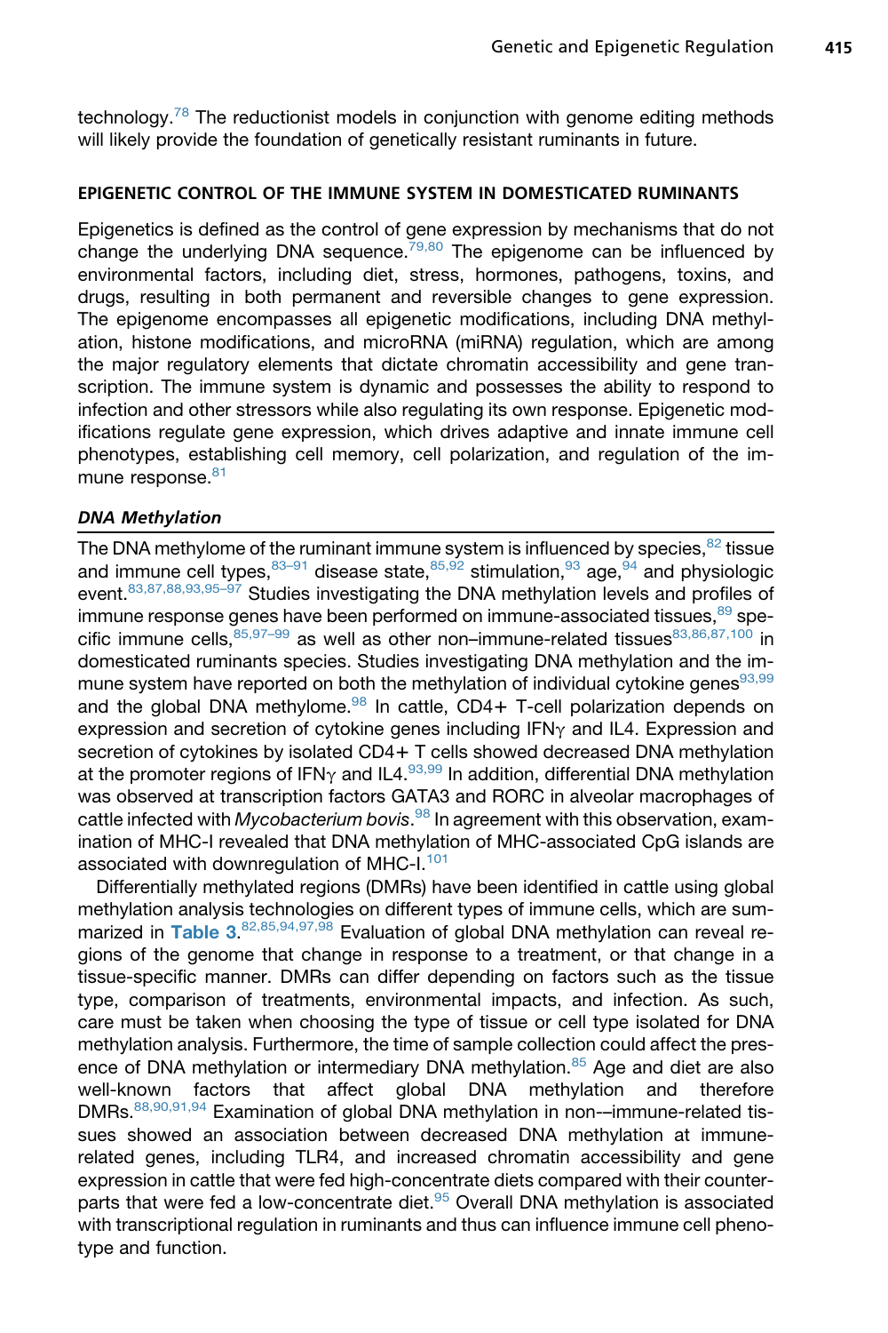technology.[78] The reductionist models in conjunction with genome editing methods will likely provide the foundation of genetically resistant ruminants in future.

## EPIGENETIC CONTROL OF THE IMMUNE SYSTEM IN DOMESTICATED RUMINANTS

Epigenetics is defined as the control of gene expression by mechanisms that do not change the underlying DNA sequence.[79,80] The epigenome can be influenced by environmental factors, including diet, stress, hormones, pathogens, toxins, and drugs, resulting in both permanent and reversible changes to gene expression. The epigenome encompasses all epigenetic modifications, including DNA methylation, histone modifications, and microRNA (miRNA) regulation, which are among the major regulatory elements that dictate chromatin accessibility and gene transcription. The immune system is dynamic and possesses the ability to respond to infection and other stressors while also regulating its own response. Epigenetic modifications regulate gene expression, which drives adaptive and innate immune cell phenotypes, establishing cell memory, cell polarization, and regulation of the immune response.[81]

### *DNA Methylation*

The DNA methylome of the ruminant immune system is influenced by species,[82] tissue and immune cell types,[83–91] disease state,[85,92] stimulation,[93] age,[94] and physiologic event.[83,87,88,93,95–97] Studies investigating the DNA methylation levels and profiles of immune response genes have been performed on immune-associated tissues,[89] specific immune cells,[85,97–99] as well as other non–immune-related tissues[83,86,87,100] in domesticated ruminants species. Studies investigating DNA methylation and the immune system have reported on both the methylation of individual cytokine genes[93,99] and the global DNA methylome.[98] In cattle, CD4+ T-cell polarization depends on expression and secretion of cytokine genes including IFN$\gamma$ and IL4. Expression and secretion of cytokines by isolated CD4+ T cells showed decreased DNA methylation at the promoter regions of IFN$\gamma$ and IL4.[93,99] In addition, differential DNA methylation was observed at transcription factors GATA3 and RORC in alveolar macrophages of cattle infected with *Mycobacterium bovis*.[98] In agreement with this observation, examination of MHC-I revealed that DNA methylation of MHC-associated CpG islands are associated with downregulation of MHC-I.[101]

Differentially methylated regions (DMRs) have been identified in cattle using global methylation analysis technologies on different types of immune cells, which are summarized in **Table 3**.[82,85,94,97,98] Evaluation of global DNA methylation can reveal regions of the genome that change in response to a treatment, or that change in a tissue-specific manner. DMRs can differ depending on factors such as the tissue type, comparison of treatments, environmental impacts, and infection. As such, care must be taken when choosing the type of tissue or cell type isolated for DNA methylation analysis. Furthermore, the time of sample collection could affect the presence of DNA methylation or intermediary DNA methylation.[85] Age and diet are also well-known factors that affect global DNA methylation and therefore DMRs.[88,90,91,94] Examination of global DNA methylation in non-–immune-related tissues showed an association between decreased DNA methylation at immune-related genes, including TLR4, and increased chromatin accessibility and gene expression in cattle that were fed high-concentrate diets compared with their counterparts that were fed a low-concentrate diet.[95] Overall DNA methylation is associated with transcriptional regulation in ruminants and thus can influence immune cell phenotype and function.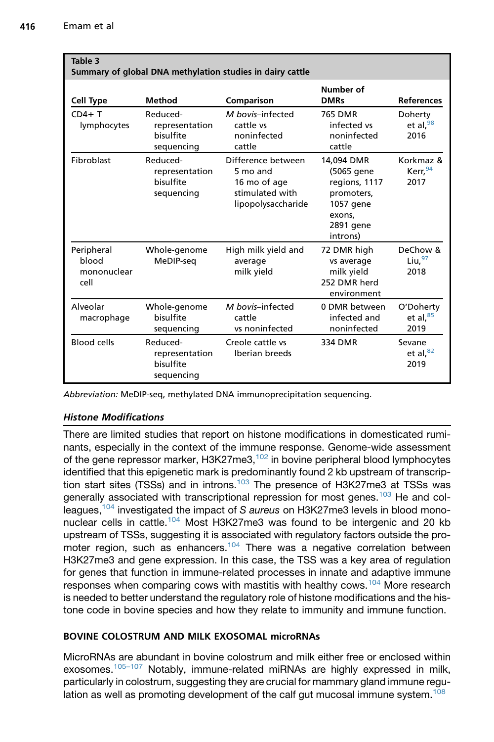**Table 3**
**Summary of global DNA methylation studies in dairy cattle**

| Cell Type | Method | Comparison | Number of DMRs | References |
|---|---|---|---|---|
| CD4+ T lymphocytes | Reduced-representation bisulfite sequencing | *M bovis*–infected cattle vs noninfected cattle | 765 DMR infected vs noninfected cattle | Doherty et al,[98] 2016 |
| Fibroblast | Reduced-representation bisulfite sequencing | Difference between 5 mo and 16 mo of age stimulated with lipopolysaccharide | 14,094 DMR (5065 gene regions, 1117 promoters, 1057 gene exons, 2891 gene introns) | Korkmaz & Kerr,[94] 2017 |
| Peripheral blood mononuclear cell | Whole-genome MeDIP-seq | High milk yield and average milk yield | 72 DMR high vs average milk yield<br>252 DMR herd environment | DeChow & Liu,[97] 2018 |
| Alveolar macrophage | Whole-genome bisulfite sequencing | *M bovis*–infected cattle vs noninfected | 0 DMR between infected and noninfected | O'Doherty et al,[85] 2019 |
| Blood cells | Reduced-representation bisulfite sequencing | Creole cattle vs Iberian breeds | 334 DMR | Sevane et al,[82] 2019 |

*Abbreviation:* MeDIP-seq, methylated DNA immunoprecipitation sequencing.

### *Histone Modifications*

There are limited studies that report on histone modifications in domesticated ruminants, especially in the context of the immune response. Genome-wide assessment of the gene repressor marker, H3K27me3,[102] in bovine peripheral blood lymphocytes identified that this epigenetic mark is predominantly found 2 kb upstream of transcription start sites (TSSs) and in introns.[103] The presence of H3K27me3 at TSSs was generally associated with transcriptional repression for most genes.[103] He and colleagues,[104] investigated the impact of *S aureus* on H3K27me3 levels in blood mononuclear cells in cattle.[104] Most H3K27me3 was found to be intergenic and 20 kb upstream of TSSs, suggesting it is associated with regulatory factors outside the promoter region, such as enhancers.[104] There was a negative correlation between H3K27me3 and gene expression. In this case, the TSS was a key area of regulation for genes that function in immune-related processes in innate and adaptive immune responses when comparing cows with mastitis with healthy cows.[104] More research is needed to better understand the regulatory role of histone modifications and the histone code in bovine species and how they relate to immunity and immune function.

## BOVINE COLOSTRUM AND MILK EXOSOMAL microRNAs

MicroRNAs are abundant in bovine colostrum and milk either free or enclosed within exosomes.[105–107] Notably, immune-related miRNAs are highly expressed in milk, particularly in colostrum, suggesting they are crucial for mammary gland immune regulation as well as promoting development of the calf gut mucosal immune system.[108]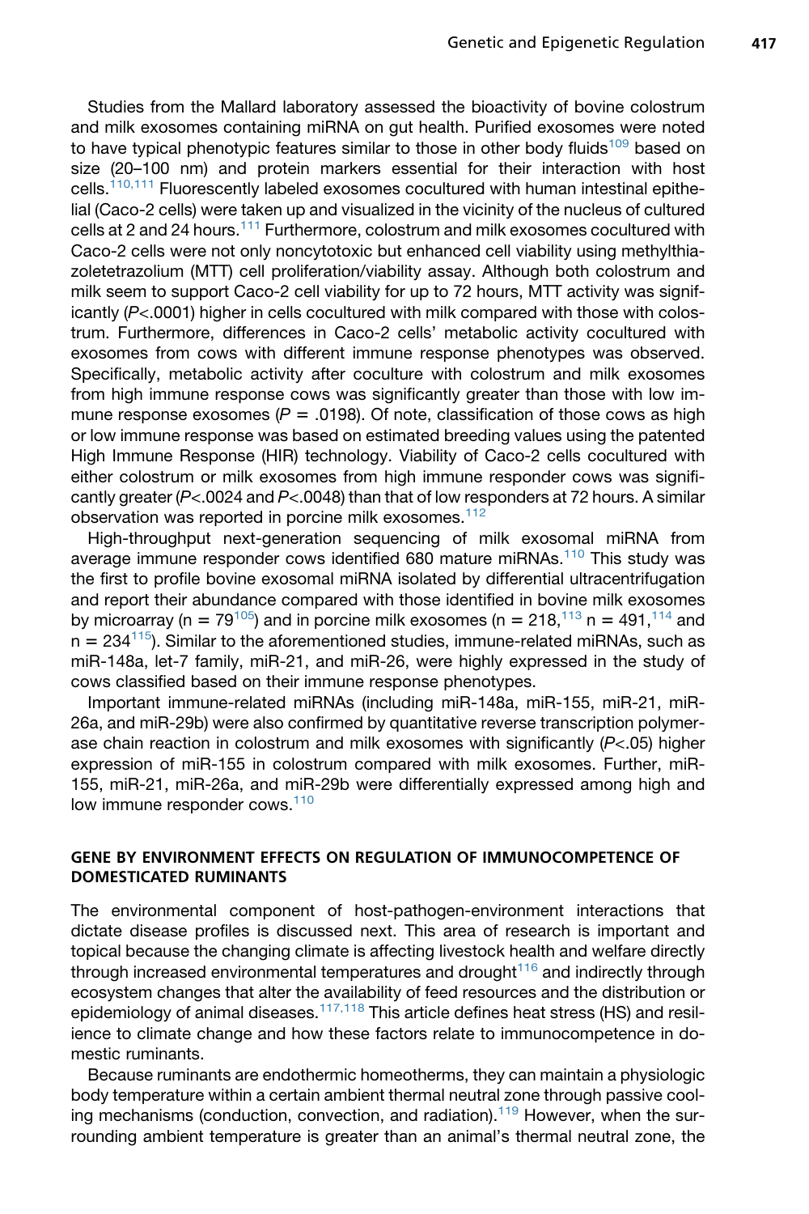Studies from the Mallard laboratory assessed the bioactivity of bovine colostrum and milk exosomes containing miRNA on gut health. Purified exosomes were noted to have typical phenotypic features similar to those in other body fluids[109] based on size (20–100 nm) and protein markers essential for their interaction with host cells.[110,111] Fluorescently labeled exosomes cocultured with human intestinal epithelial (Caco-2 cells) were taken up and visualized in the vicinity of the nucleus of cultured cells at 2 and 24 hours.[111] Furthermore, colostrum and milk exosomes cocultured with Caco-2 cells were not only noncytotoxic but enhanced cell viability using methylthiazoletetrazolium (MTT) cell proliferation/viability assay. Although both colostrum and milk seem to support Caco-2 cell viability for up to 72 hours, MTT activity was significantly (*P*<.0001) higher in cells cocultured with milk compared with those with colostrum. Furthermore, differences in Caco-2 cells' metabolic activity cocultured with exosomes from cows with different immune response phenotypes was observed. Specifically, metabolic activity after coculture with colostrum and milk exosomes from high immune response cows was significantly greater than those with low immune response exosomes (*P* = .0198). Of note, classification of those cows as high or low immune response was based on estimated breeding values using the patented High Immune Response (HIR) technology. Viability of Caco-2 cells cocultured with either colostrum or milk exosomes from high immune responder cows was significantly greater (*P*<.0024 and *P*<.0048) than that of low responders at 72 hours. A similar observation was reported in porcine milk exosomes.[112]

High-throughput next-generation sequencing of milk exosomal miRNA from average immune responder cows identified 680 mature miRNAs.[110] This study was the first to profile bovine exosomal miRNA isolated by differential ultracentrifugation and report their abundance compared with those identified in bovine milk exosomes by microarray (n = 79[105]) and in porcine milk exosomes (n = 218,[113] n = 491,[114] and n = 234[115]). Similar to the aforementioned studies, immune-related miRNAs, such as miR-148a, let-7 family, miR-21, and miR-26, were highly expressed in the study of cows classified based on their immune response phenotypes.

Important immune-related miRNAs (including miR-148a, miR-155, miR-21, miR-26a, and miR-29b) were also confirmed by quantitative reverse transcription polymerase chain reaction in colostrum and milk exosomes with significantly (*P*<.05) higher expression of miR-155 in colostrum compared with milk exosomes. Further, miR-155, miR-21, miR-26a, and miR-29b were differentially expressed among high and low immune responder cows.[110]

## GENE BY ENVIRONMENT EFFECTS ON REGULATION OF IMMUNOCOMPETENCE OF DOMESTICATED RUMINANTS

The environmental component of host-pathogen-environment interactions that dictate disease profiles is discussed next. This area of research is important and topical because the changing climate is affecting livestock health and welfare directly through increased environmental temperatures and drought[116] and indirectly through ecosystem changes that alter the availability of feed resources and the distribution or epidemiology of animal diseases.[117,118] This article defines heat stress (HS) and resilience to climate change and how these factors relate to immunocompetence in domestic ruminants.

Because ruminants are endothermic homeotherms, they can maintain a physiologic body temperature within a certain ambient thermal neutral zone through passive cooling mechanisms (conduction, convection, and radiation).[119] However, when the surrounding ambient temperature is greater than an animal's thermal neutral zone, the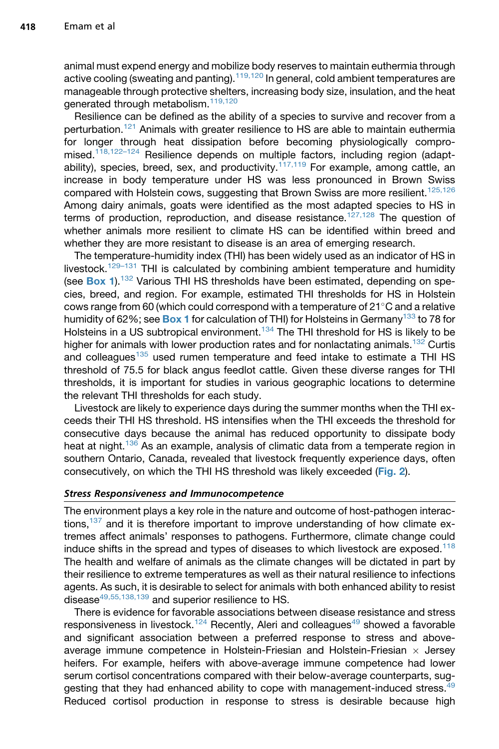animal must expend energy and mobilize body reserves to maintain euthermia through active cooling (sweating and panting).[119,120] In general, cold ambient temperatures are manageable through protective shelters, increasing body size, insulation, and the heat generated through metabolism.[119,120]

Resilience can be defined as the ability of a species to survive and recover from a perturbation.[121] Animals with greater resilience to HS are able to maintain euthermia for longer through heat dissipation before becoming physiologically compromised.[118,122–124] Resilience depends on multiple factors, including region (adaptability), species, breed, sex, and productivity.[117,119] For example, among cattle, an increase in body temperature under HS was less pronounced in Brown Swiss compared with Holstein cows, suggesting that Brown Swiss are more resilient.[125,126] Among dairy animals, goats were identified as the most adapted species to HS in terms of production, reproduction, and disease resistance.[127,128] The question of whether animals more resilient to climate HS can be identified within breed and whether they are more resistant to disease is an area of emerging research.

The temperature-humidity index (THI) has been widely used as an indicator of HS in livestock.[129–131] THI is calculated by combining ambient temperature and humidity (see **Box 1**).[132] Various THI HS thresholds have been estimated, depending on species, breed, and region. For example, estimated THI thresholds for HS in Holstein cows range from 60 (which could correspond with a temperature of 21°C and a relative humidity of 62%; see **Box 1** for calculation of THI) for Holsteins in Germany[133] to 78 for Holsteins in a US subtropical environment.[134] The THI threshold for HS is likely to be higher for animals with lower production rates and for nonlactating animals.[132] Curtis and colleagues[135] used rumen temperature and feed intake to estimate a THI HS threshold of 75.5 for black angus feedlot cattle. Given these diverse ranges for THI thresholds, it is important for studies in various geographic locations to determine the relevant THI thresholds for each study.

Livestock are likely to experience days during the summer months when the THI exceeds their THI HS threshold. HS intensifies when the THI exceeds the threshold for consecutive days because the animal has reduced opportunity to dissipate body heat at night.[136] As an example, analysis of climatic data from a temperate region in southern Ontario, Canada, revealed that livestock frequently experience days, often consecutively, on which the THI HS threshold was likely exceeded (**Fig. 2**).

### *Stress Responsiveness and Immunocompetence*

The environment plays a key role in the nature and outcome of host-pathogen interactions,[137] and it is therefore important to improve understanding of how climate extremes affect animals' responses to pathogens. Furthermore, climate change could induce shifts in the spread and types of diseases to which livestock are exposed.[118] The health and welfare of animals as the climate changes will be dictated in part by their resilience to extreme temperatures as well as their natural resilience to infections agents. As such, it is desirable to select for animals with both enhanced ability to resist disease[49,55,138,139] and superior resilience to HS.

There is evidence for favorable associations between disease resistance and stress responsiveness in livestock.[124] Recently, Aleri and colleagues[49] showed a favorable and significant association between a preferred response to stress and above-average immune competence in Holstein-Friesian and Holstein-Friesian × Jersey heifers. For example, heifers with above-average immune competence had lower serum cortisol concentrations compared with their below-average counterparts, suggesting that they had enhanced ability to cope with management-induced stress.[49] Reduced cortisol production in response to stress is desirable because high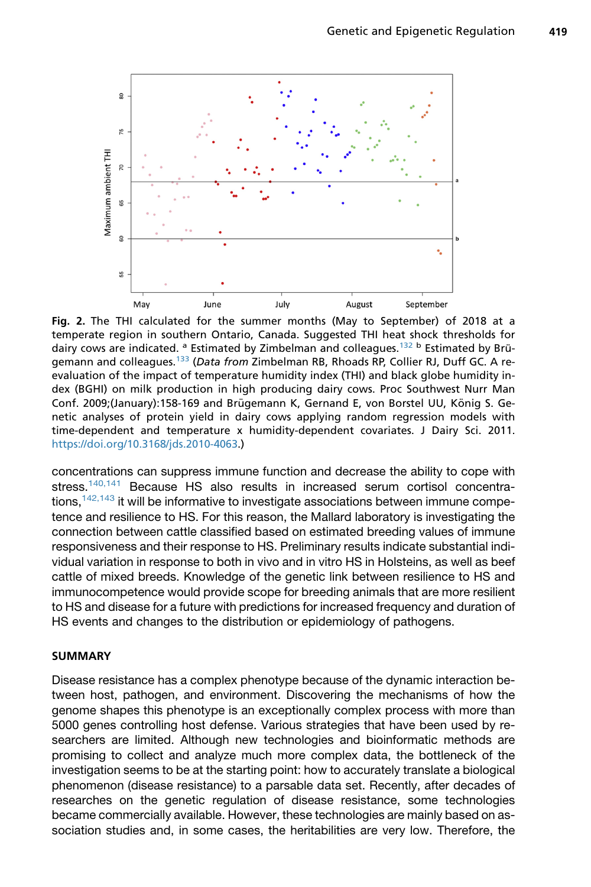**Fig. 2.** The THI calculated for the summer months (May to September) of 2018 at a temperate region in southern Ontario, Canada. Suggested THI heat shock thresholds for dairy cows are indicated. [a] Estimated by Zimbelman and colleagues.[132] [b] Estimated by Brügemann and colleagues.[133] (*Data from* Zimbelman RB, Rhoads RP, Collier RJ, Duff GC. A re-evaluation of the impact of temperature humidity index (THI) and black globe humidity index (BGHI) on milk production in high producing dairy cows. Proc Southwest Nurr Man Conf. 2009;(January):158-169 and Brügemann K, Gernand E, von Borstel UU, König S. Genetic analyses of protein yield in dairy cows applying random regression models with time-dependent and temperature x humidity-dependent covariates. J Dairy Sci. 2011. https://doi.org/10.3168/jds.2010-4063.)

concentrations can suppress immune function and decrease the ability to cope with stress.[140,141] Because HS also results in increased serum cortisol concentrations,[142,143] it will be informative to investigate associations between immune competence and resilience to HS. For this reason, the Mallard laboratory is investigating the connection between cattle classified based on estimated breeding values of immune responsiveness and their response to HS. Preliminary results indicate substantial individual variation in response to both in vivo and in vitro HS in Holsteins, as well as beef cattle of mixed breeds. Knowledge of the genetic link between resilience to HS and immunocompetence would provide scope for breeding animals that are more resilient to HS and disease for a future with predictions for increased frequency and duration of HS events and changes to the distribution or epidemiology of pathogens.

## SUMMARY

Disease resistance has a complex phenotype because of the dynamic interaction between host, pathogen, and environment. Discovering the mechanisms of how the genome shapes this phenotype is an exceptionally complex process with more than 5000 genes controlling host defense. Various strategies that have been used by researchers are limited. Although new technologies and bioinformatic methods are promising to collect and analyze much more complex data, the bottleneck of the investigation seems to be at the starting point: how to accurately translate a biological phenomenon (disease resistance) to a parsable data set. Recently, after decades of researches on the genetic regulation of disease resistance, some technologies became commercially available. However, these technologies are mainly based on association studies and, in some cases, the heritabilities are very low. Therefore, the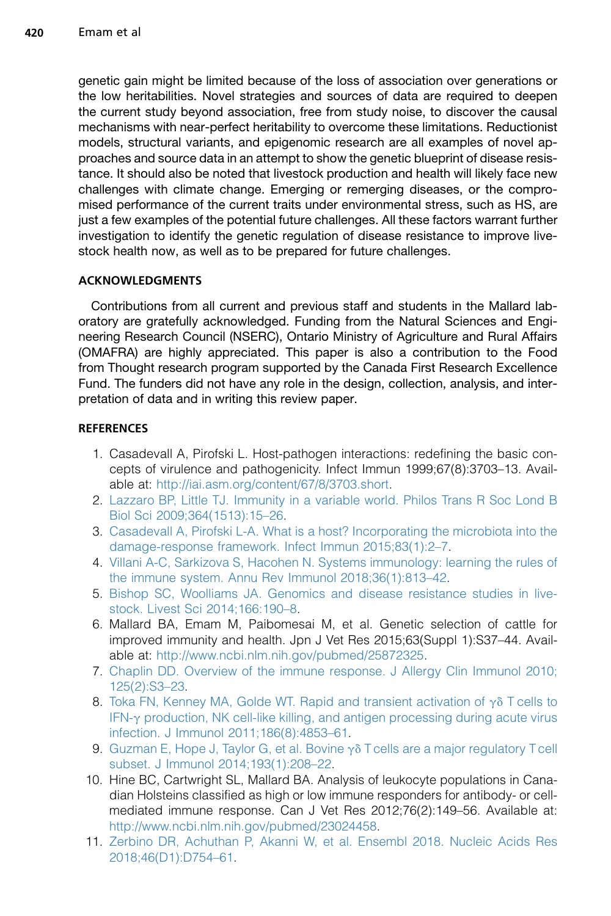genetic gain might be limited because of the loss of association over generations or the low heritabilities. Novel strategies and sources of data are required to deepen the current study beyond association, free from study noise, to discover the causal mechanisms with near-perfect heritability to overcome these limitations. Reductionist models, structural variants, and epigenomic research are all examples of novel approaches and source data in an attempt to show the genetic blueprint of disease resistance. It should also be noted that livestock production and health will likely face new challenges with climate change. Emerging or remerging diseases, or the compromised performance of the current traits under environmental stress, such as HS, are just a few examples of the potential future challenges. All these factors warrant further investigation to identify the genetic regulation of disease resistance to improve livestock health now, as well as to be prepared for future challenges.

## ACKNOWLEDGMENTS

Contributions from all current and previous staff and students in the Mallard laboratory are gratefully acknowledged. Funding from the Natural Sciences and Engineering Research Council (NSERC), Ontario Ministry of Agriculture and Rural Affairs (OMAFRA) are highly appreciated. This paper is also a contribution to the Food from Thought research program supported by the Canada First Research Excellence Fund. The funders did not have any role in the design, collection, analysis, and interpretation of data and in writing this review paper.

## REFERENCES

1. Casadevall A, Pirofski L. Host-pathogen interactions: redefining the basic concepts of virulence and pathogenicity. Infect Immun 1999;67(8):3703–13. Available at: http://iai.asm.org/content/67/8/3703.short.
2. Lazzaro BP, Little TJ. Immunity in a variable world. Philos Trans R Soc Lond B Biol Sci 2009;364(1513):15–26.
3. Casadevall A, Pirofski L-A. What is a host? Incorporating the microbiota into the damage-response framework. Infect Immun 2015;83(1):2–7.
4. Villani A-C, Sarkizova S, Hacohen N. Systems immunology: learning the rules of the immune system. Annu Rev Immunol 2018;36(1):813–42.
5. Bishop SC, Woolliams JA. Genomics and disease resistance studies in livestock. Livest Sci 2014;166:190–8.
6. Mallard BA, Emam M, Paibomesai M, et al. Genetic selection of cattle for improved immunity and health. Jpn J Vet Res 2015;63(Suppl 1):S37–44. Available at: http://www.ncbi.nlm.nih.gov/pubmed/25872325.
7. Chaplin DD. Overview of the immune response. J Allergy Clin Immunol 2010;125(2):S3–23.
8. Toka FN, Kenney MA, Golde WT. Rapid and transient activation of γδ T cells to IFN-γ production, NK cell-like killing, and antigen processing during acute virus infection. J Immunol 2011;186(8):4853–61.
9. Guzman E, Hope J, Taylor G, et al. Bovine γδ T cells are a major regulatory T cell subset. J Immunol 2014;193(1):208–22.
10. Hine BC, Cartwright SL, Mallard BA. Analysis of leukocyte populations in Canadian Holsteins classified as high or low immune responders for antibody- or cell-mediated immune response. Can J Vet Res 2012;76(2):149–56. Available at: http://www.ncbi.nlm.nih.gov/pubmed/23024458.
11. Zerbino DR, Achuthan P, Akanni W, et al. Ensembl 2018. Nucleic Acids Res 2018;46(D1):D754–61.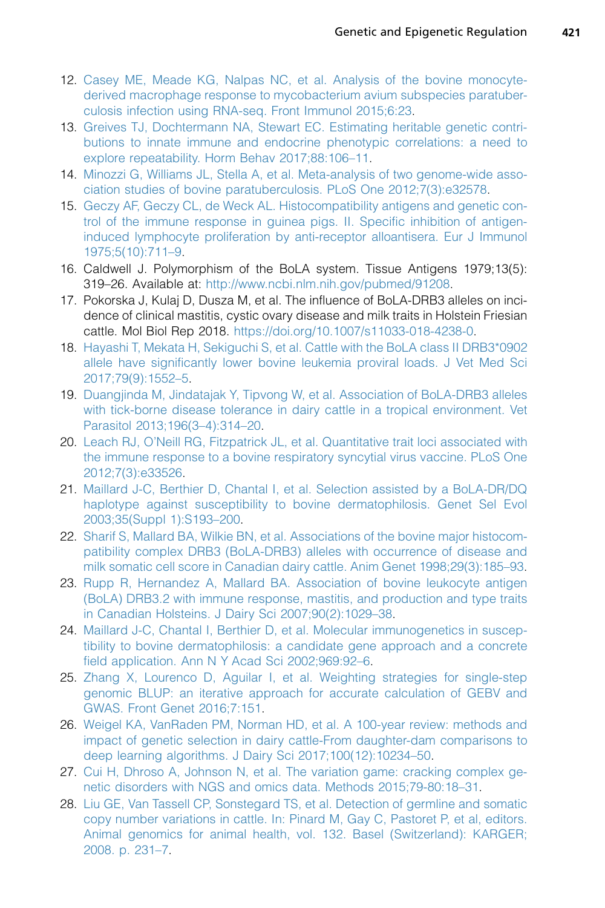12. Casey ME, Meade KG, Nalpas NC, et al. Analysis of the bovine monocyte-derived macrophage response to mycobacterium avium subspecies paratuberculosis infection using RNA-seq. Front Immunol 2015;6:23.
13. Greives TJ, Dochtermann NA, Stewart EC. Estimating heritable genetic contributions to innate immune and endocrine phenotypic correlations: a need to explore repeatability. Horm Behav 2017;88:106–11.
14. Minozzi G, Williams JL, Stella A, et al. Meta-analysis of two genome-wide association studies of bovine paratuberculosis. PLoS One 2012;7(3):e32578.
15. Geczy AF, Geczy CL, de Weck AL. Histocompatibility antigens and genetic control of the immune response in guinea pigs. II. Specific inhibition of antigen-induced lymphocyte proliferation by anti-receptor alloantisera. Eur J Immunol 1975;5(10):711–9.
16. Caldwell J. Polymorphism of the BoLA system. Tissue Antigens 1979;13(5): 319–26. Available at: http://www.ncbi.nlm.nih.gov/pubmed/91208.
17. Pokorska J, Kulaj D, Dusza M, et al. The influence of BoLA-DRB3 alleles on incidence of clinical mastitis, cystic ovary disease and milk traits in Holstein Friesian cattle. Mol Biol Rep 2018. https://doi.org/10.1007/s11033-018-4238-0.
18. Hayashi T, Mekata H, Sekiguchi S, et al. Cattle with the BoLA class II DRB3*0902 allele have significantly lower bovine leukemia proviral loads. J Vet Med Sci 2017;79(9):1552–5.
19. Duangjinda M, Jindatajak Y, Tipvong W, et al. Association of BoLA-DRB3 alleles with tick-borne disease tolerance in dairy cattle in a tropical environment. Vet Parasitol 2013;196(3–4):314–20.
20. Leach RJ, O'Neill RG, Fitzpatrick JL, et al. Quantitative trait loci associated with the immune response to a bovine respiratory syncytial virus vaccine. PLoS One 2012;7(3):e33526.
21. Maillard J-C, Berthier D, Chantal I, et al. Selection assisted by a BoLA-DR/DQ haplotype against susceptibility to bovine dermatophilosis. Genet Sel Evol 2003;35(Suppl 1):S193–200.
22. Sharif S, Mallard BA, Wilkie BN, et al. Associations of the bovine major histocompatibility complex DRB3 (BoLA-DRB3) alleles with occurrence of disease and milk somatic cell score in Canadian dairy cattle. Anim Genet 1998;29(3):185–93.
23. Rupp R, Hernandez A, Mallard BA. Association of bovine leukocyte antigen (BoLA) DRB3.2 with immune response, mastitis, and production and type traits in Canadian Holsteins. J Dairy Sci 2007;90(2):1029–38.
24. Maillard J-C, Chantal I, Berthier D, et al. Molecular immunogenetics in susceptibility to bovine dermatophilosis: a candidate gene approach and a concrete field application. Ann N Y Acad Sci 2002;969:92–6.
25. Zhang X, Lourenco D, Aguilar I, et al. Weighting strategies for single-step genomic BLUP: an iterative approach for accurate calculation of GEBV and GWAS. Front Genet 2016;7:151.
26. Weigel KA, VanRaden PM, Norman HD, et al. A 100-year review: methods and impact of genetic selection in dairy cattle-From daughter-dam comparisons to deep learning algorithms. J Dairy Sci 2017;100(12):10234–50.
27. Cui H, Dhroso A, Johnson N, et al. The variation game: cracking complex genetic disorders with NGS and omics data. Methods 2015;79-80:18–31.
28. Liu GE, Van Tassell CP, Sonstegard TS, et al. Detection of germline and somatic copy number variations in cattle. In: Pinard M, Gay C, Pastoret P, et al, editors. Animal genomics for animal health, vol. 132. Basel (Switzerland): KARGER; 2008. p. 231–7.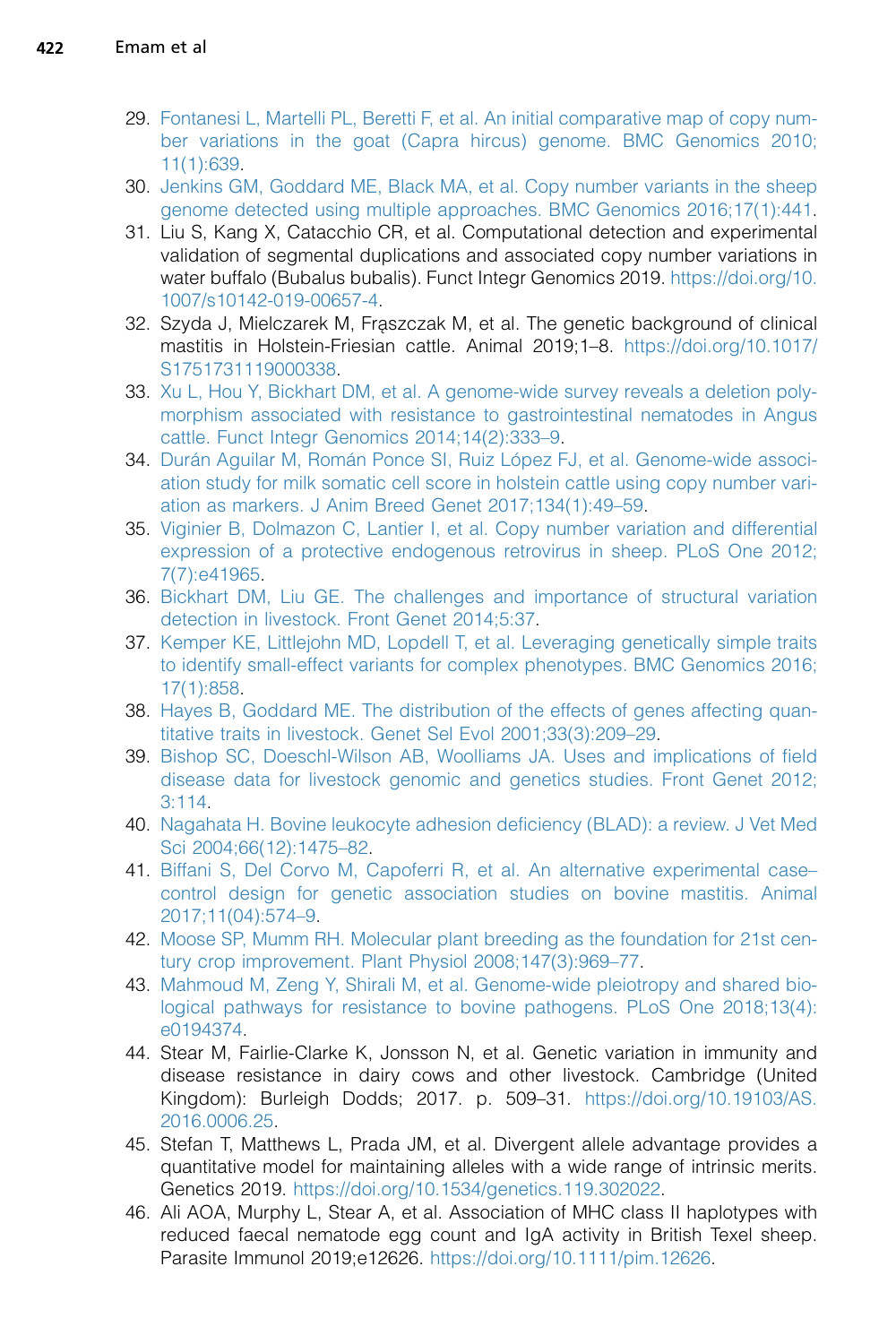29. Fontanesi L, Martelli PL, Beretti F, et al. An initial comparative map of copy number variations in the goat (Capra hircus) genome. BMC Genomics 2010; 11(1):639.
30. Jenkins GM, Goddard ME, Black MA, et al. Copy number variants in the sheep genome detected using multiple approaches. BMC Genomics 2016;17(1):441.
31. Liu S, Kang X, Catacchio CR, et al. Computational detection and experimental validation of segmental duplications and associated copy number variations in water buffalo (Bubalus bubalis). Funct Integr Genomics 2019. https://doi.org/10.1007/s10142-019-00657-4.
32. Szyda J, Mielczarek M, Frąszczak M, et al. The genetic background of clinical mastitis in Holstein-Friesian cattle. Animal 2019;1–8. https://doi.org/10.1017/S1751731119000338.
33. Xu L, Hou Y, Bickhart DM, et al. A genome-wide survey reveals a deletion polymorphism associated with resistance to gastrointestinal nematodes in Angus cattle. Funct Integr Genomics 2014;14(2):333–9.
34. Durán Aguilar M, Román Ponce SI, Ruiz López FJ, et al. Genome-wide association study for milk somatic cell score in holstein cattle using copy number variation as markers. J Anim Breed Genet 2017;134(1):49–59.
35. Viginier B, Dolmazon C, Lantier I, et al. Copy number variation and differential expression of a protective endogenous retrovirus in sheep. PLoS One 2012; 7(7):e41965.
36. Bickhart DM, Liu GE. The challenges and importance of structural variation detection in livestock. Front Genet 2014;5:37.
37. Kemper KE, Littlejohn MD, Lopdell T, et al. Leveraging genetically simple traits to identify small-effect variants for complex phenotypes. BMC Genomics 2016; 17(1):858.
38. Hayes B, Goddard ME. The distribution of the effects of genes affecting quantitative traits in livestock. Genet Sel Evol 2001;33(3):209–29.
39. Bishop SC, Doeschl-Wilson AB, Woolliams JA. Uses and implications of field disease data for livestock genomic and genetics studies. Front Genet 2012; 3:114.
40. Nagahata H. Bovine leukocyte adhesion deficiency (BLAD): a review. J Vet Med Sci 2004;66(12):1475–82.
41. Biffani S, Del Corvo M, Capoferri R, et al. An alternative experimental case–control design for genetic association studies on bovine mastitis. Animal 2017;11(04):574–9.
42. Moose SP, Mumm RH. Molecular plant breeding as the foundation for 21st century crop improvement. Plant Physiol 2008;147(3):969–77.
43. Mahmoud M, Zeng Y, Shirali M, et al. Genome-wide pleiotropy and shared biological pathways for resistance to bovine pathogens. PLoS One 2018;13(4): e0194374.
44. Stear M, Fairlie-Clarke K, Jonsson N, et al. Genetic variation in immunity and disease resistance in dairy cows and other livestock. Cambridge (United Kingdom): Burleigh Dodds; 2017. p. 509–31. https://doi.org/10.19103/AS.2016.0006.25.
45. Stefan T, Matthews L, Prada JM, et al. Divergent allele advantage provides a quantitative model for maintaining alleles with a wide range of intrinsic merits. Genetics 2019. https://doi.org/10.1534/genetics.119.302022.
46. Ali AOA, Murphy L, Stear A, et al. Association of MHC class II haplotypes with reduced faecal nematode egg count and IgA activity in British Texel sheep. Parasite Immunol 2019;e12626. https://doi.org/10.1111/pim.12626.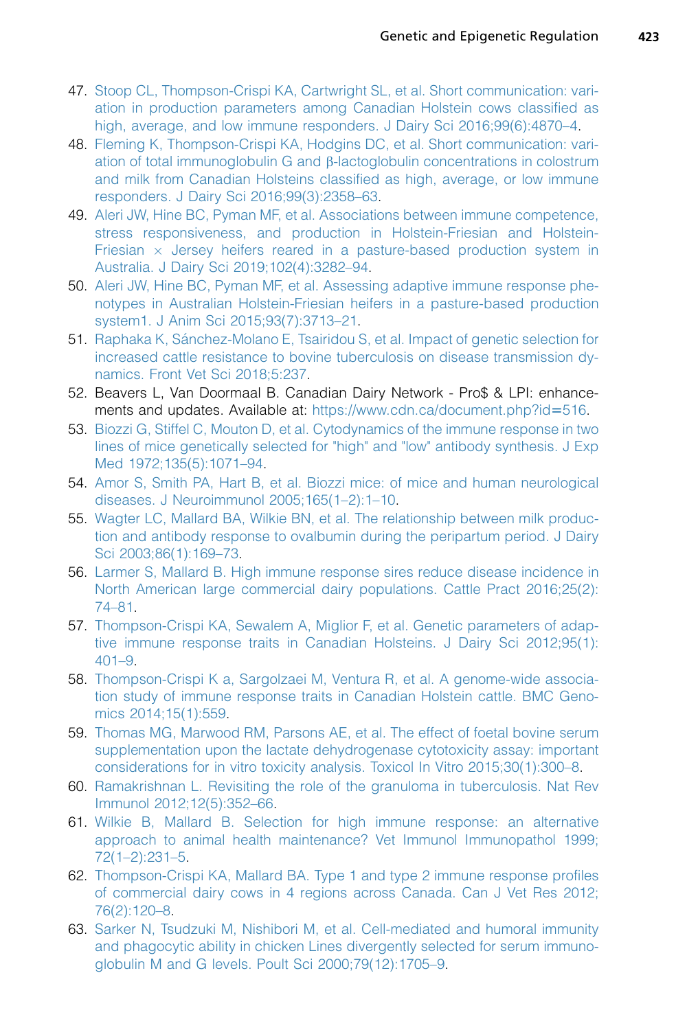47. Stoop CL, Thompson-Crispi KA, Cartwright SL, et al. Short communication: variation in production parameters among Canadian Holstein cows classified as high, average, and low immune responders. J Dairy Sci 2016;99(6):4870–4.
48. Fleming K, Thompson-Crispi KA, Hodgins DC, et al. Short communication: variation of total immunoglobulin G and β-lactoglobulin concentrations in colostrum and milk from Canadian Holsteins classified as high, average, or low immune responders. J Dairy Sci 2016;99(3):2358–63.
49. Aleri JW, Hine BC, Pyman MF, et al. Associations between immune competence, stress responsiveness, and production in Holstein-Friesian and Holstein-Friesian × Jersey heifers reared in a pasture-based production system in Australia. J Dairy Sci 2019;102(4):3282–94.
50. Aleri JW, Hine BC, Pyman MF, et al. Assessing adaptive immune response phenotypes in Australian Holstein-Friesian heifers in a pasture-based production system1. J Anim Sci 2015;93(7):3713–21.
51. Raphaka K, Sánchez-Molano E, Tsairidou S, et al. Impact of genetic selection for increased cattle resistance to bovine tuberculosis on disease transmission dynamics. Front Vet Sci 2018;5:237.
52. Beavers L, Van Doormaal B. Canadian Dairy Network - Pro$ & LPI: enhancements and updates. Available at: https://www.cdn.ca/document.php?id=516.
53. Biozzi G, Stiffel C, Mouton D, et al. Cytodynamics of the immune response in two lines of mice genetically selected for "high" and "low" antibody synthesis. J Exp Med 1972;135(5):1071–94.
54. Amor S, Smith PA, Hart B, et al. Biozzi mice: of mice and human neurological diseases. J Neuroimmunol 2005;165(1–2):1–10.
55. Wagter LC, Mallard BA, Wilkie BN, et al. The relationship between milk production and antibody response to ovalbumin during the peripartum period. J Dairy Sci 2003;86(1):169–73.
56. Larmer S, Mallard B. High immune response sires reduce disease incidence in North American large commercial dairy populations. Cattle Pract 2016;25(2):74–81.
57. Thompson-Crispi KA, Sewalem A, Miglior F, et al. Genetic parameters of adaptive immune response traits in Canadian Holsteins. J Dairy Sci 2012;95(1):401–9.
58. Thompson-Crispi K a, Sargolzaei M, Ventura R, et al. A genome-wide association study of immune response traits in Canadian Holstein cattle. BMC Genomics 2014;15(1):559.
59. Thomas MG, Marwood RM, Parsons AE, et al. The effect of foetal bovine serum supplementation upon the lactate dehydrogenase cytotoxicity assay: important considerations for in vitro toxicity analysis. Toxicol In Vitro 2015;30(1):300–8.
60. Ramakrishnan L. Revisiting the role of the granuloma in tuberculosis. Nat Rev Immunol 2012;12(5):352–66.
61. Wilkie B, Mallard B. Selection for high immune response: an alternative approach to animal health maintenance? Vet Immunol Immunopathol 1999;72(1–2):231–5.
62. Thompson-Crispi KA, Mallard BA. Type 1 and type 2 immune response profiles of commercial dairy cows in 4 regions across Canada. Can J Vet Res 2012;76(2):120–8.
63. Sarker N, Tsudzuki M, Nishibori M, et al. Cell-mediated and humoral immunity and phagocytic ability in chicken Lines divergently selected for serum immunoglobulin M and G levels. Poult Sci 2000;79(12):1705–9.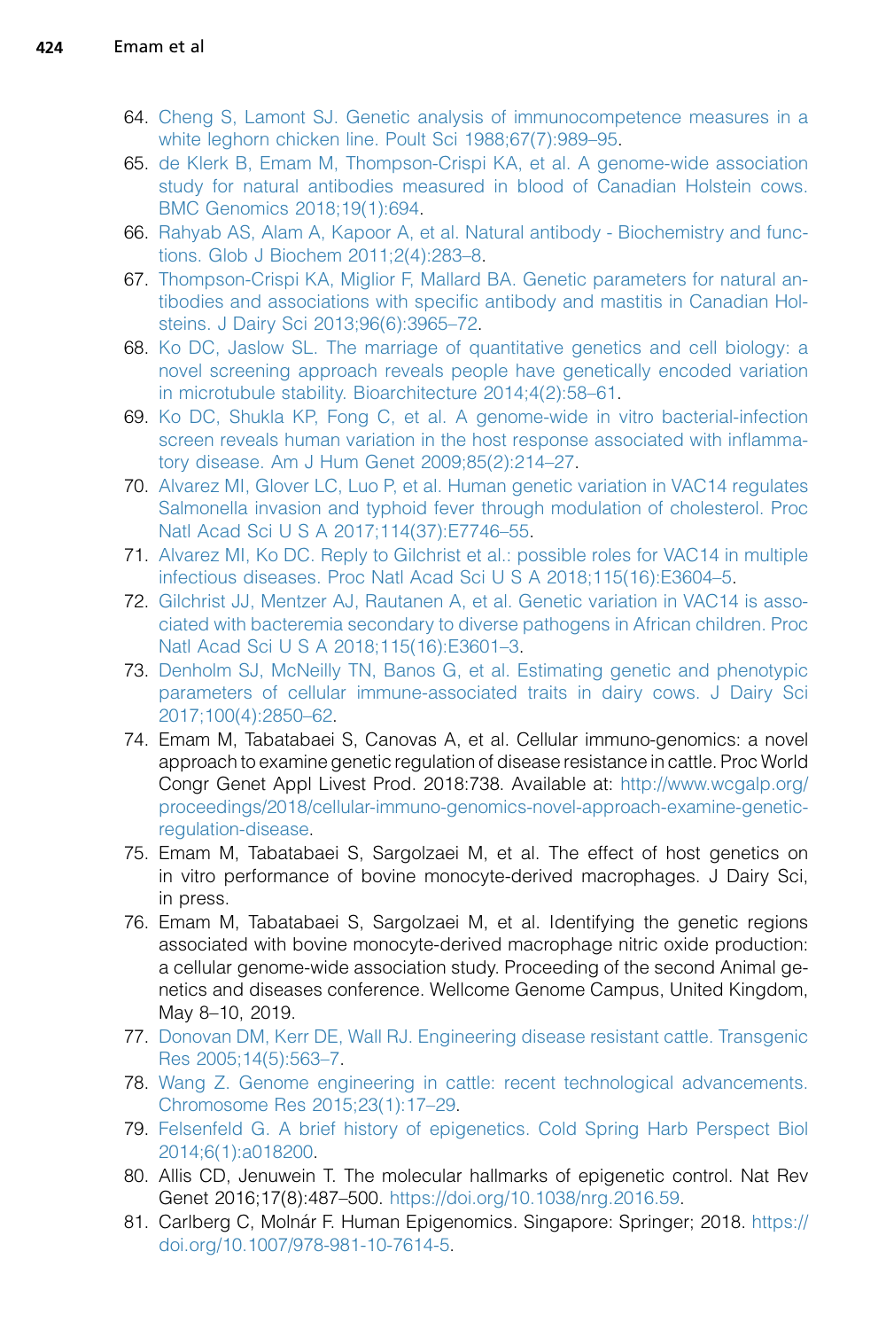64. Cheng S, Lamont SJ. Genetic analysis of immunocompetence measures in a white leghorn chicken line. Poult Sci 1988;67(7):989–95.
65. de Klerk B, Emam M, Thompson-Crispi KA, et al. A genome-wide association study for natural antibodies measured in blood of Canadian Holstein cows. BMC Genomics 2018;19(1):694.
66. Rahyab AS, Alam A, Kapoor A, et al. Natural antibody - Biochemistry and functions. Glob J Biochem 2011;2(4):283–8.
67. Thompson-Crispi KA, Miglior F, Mallard BA. Genetic parameters for natural antibodies and associations with specific antibody and mastitis in Canadian Holsteins. J Dairy Sci 2013;96(6):3965–72.
68. Ko DC, Jaslow SL. The marriage of quantitative genetics and cell biology: a novel screening approach reveals people have genetically encoded variation in microtubule stability. Bioarchitecture 2014;4(2):58–61.
69. Ko DC, Shukla KP, Fong C, et al. A genome-wide in vitro bacterial-infection screen reveals human variation in the host response associated with inflammatory disease. Am J Hum Genet 2009;85(2):214–27.
70. Alvarez MI, Glover LC, Luo P, et al. Human genetic variation in VAC14 regulates Salmonella invasion and typhoid fever through modulation of cholesterol. Proc Natl Acad Sci U S A 2017;114(37):E7746–55.
71. Alvarez MI, Ko DC. Reply to Gilchrist et al.: possible roles for VAC14 in multiple infectious diseases. Proc Natl Acad Sci U S A 2018;115(16):E3604–5.
72. Gilchrist JJ, Mentzer AJ, Rautanen A, et al. Genetic variation in VAC14 is associated with bacteremia secondary to diverse pathogens in African children. Proc Natl Acad Sci U S A 2018;115(16):E3601–3.
73. Denholm SJ, McNeilly TN, Banos G, et al. Estimating genetic and phenotypic parameters of cellular immune-associated traits in dairy cows. J Dairy Sci 2017;100(4):2850–62.
74. Emam M, Tabatabaei S, Canovas A, et al. Cellular immuno-genomics: a novel approach to examine genetic regulation of disease resistance in cattle. Proc World Congr Genet Appl Livest Prod. 2018:738. Available at: http://www.wcgalp.org/proceedings/2018/cellular-immuno-genomics-novel-approach-examine-genetic-regulation-disease.
75. Emam M, Tabatabaei S, Sargolzaei M, et al. The effect of host genetics on in vitro performance of bovine monocyte-derived macrophages. J Dairy Sci, in press.
76. Emam M, Tabatabaei S, Sargolzaei M, et al. Identifying the genetic regions associated with bovine monocyte-derived macrophage nitric oxide production: a cellular genome-wide association study. Proceeding of the second Animal genetics and diseases conference. Wellcome Genome Campus, United Kingdom, May 8–10, 2019.
77. Donovan DM, Kerr DE, Wall RJ. Engineering disease resistant cattle. Transgenic Res 2005;14(5):563–7.
78. Wang Z. Genome engineering in cattle: recent technological advancements. Chromosome Res 2015;23(1):17–29.
79. Felsenfeld G. A brief history of epigenetics. Cold Spring Harb Perspect Biol 2014;6(1):a018200.
80. Allis CD, Jenuwein T. The molecular hallmarks of epigenetic control. Nat Rev Genet 2016;17(8):487–500. https://doi.org/10.1038/nrg.2016.59.
81. Carlberg C, Molnár F. Human Epigenomics. Singapore: Springer; 2018. https://doi.org/10.1007/978-981-10-7614-5.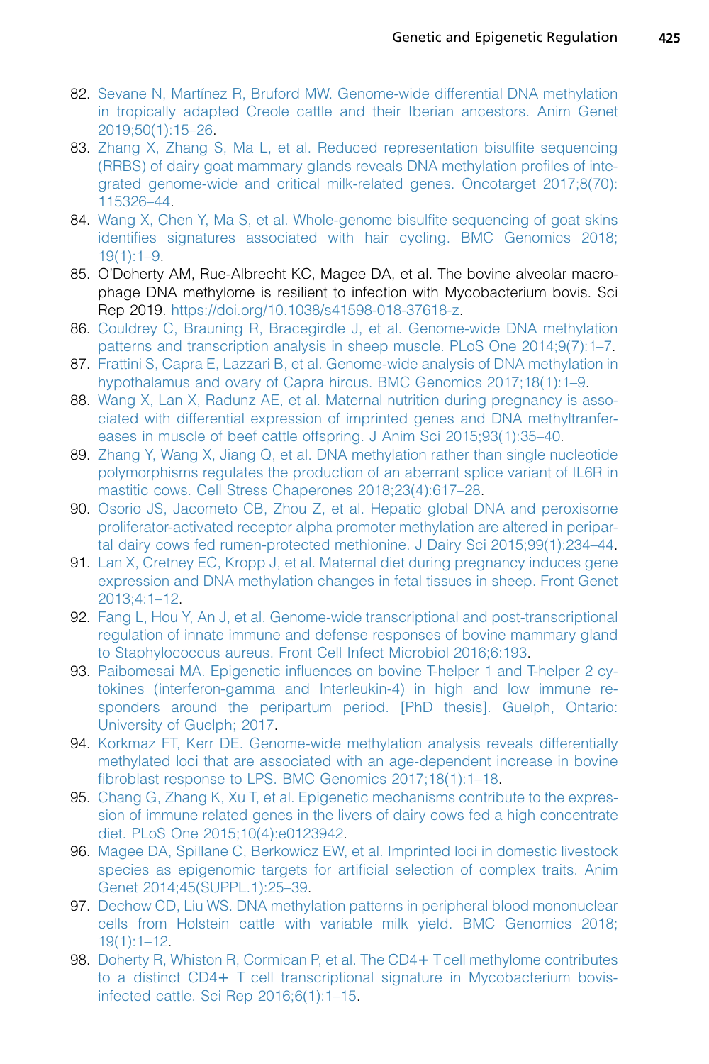82. Sevane N, Martínez R, Bruford MW. Genome-wide differential DNA methylation in tropically adapted Creole cattle and their Iberian ancestors. Anim Genet 2019;50(1):15–26.
83. Zhang X, Zhang S, Ma L, et al. Reduced representation bisulfite sequencing (RRBS) of dairy goat mammary glands reveals DNA methylation profiles of integrated genome-wide and critical milk-related genes. Oncotarget 2017;8(70):115326–44.
84. Wang X, Chen Y, Ma S, et al. Whole-genome bisulfite sequencing of goat skins identifies signatures associated with hair cycling. BMC Genomics 2018;19(1):1–9.
85. O'Doherty AM, Rue-Albrecht KC, Magee DA, et al. The bovine alveolar macrophage DNA methylome is resilient to infection with Mycobacterium bovis. Sci Rep 2019. https://doi.org/10.1038/s41598-018-37618-z.
86. Couldrey C, Brauning R, Bracegirdle J, et al. Genome-wide DNA methylation patterns and transcription analysis in sheep muscle. PLoS One 2014;9(7):1–7.
87. Frattini S, Capra E, Lazzari B, et al. Genome-wide analysis of DNA methylation in hypothalamus and ovary of Capra hircus. BMC Genomics 2017;18(1):1–9.
88. Wang X, Lan X, Radunz AE, et al. Maternal nutrition during pregnancy is associated with differential expression of imprinted genes and DNA methyltranfereases in muscle of beef cattle offspring. J Anim Sci 2015;93(1):35–40.
89. Zhang Y, Wang X, Jiang Q, et al. DNA methylation rather than single nucleotide polymorphisms regulates the production of an aberrant splice variant of IL6R in mastitic cows. Cell Stress Chaperones 2018;23(4):617–28.
90. Osorio JS, Jacometo CB, Zhou Z, et al. Hepatic global DNA and peroxisome proliferator-activated receptor alpha promoter methylation are altered in peripartal dairy cows fed rumen-protected methionine. J Dairy Sci 2015;99(1):234–44.
91. Lan X, Cretney EC, Kropp J, et al. Maternal diet during pregnancy induces gene expression and DNA methylation changes in fetal tissues in sheep. Front Genet 2013;4:1–12.
92. Fang L, Hou Y, An J, et al. Genome-wide transcriptional and post-transcriptional regulation of innate immune and defense responses of bovine mammary gland to Staphylococcus aureus. Front Cell Infect Microbiol 2016;6:193.
93. Paibomesai MA. Epigenetic influences on bovine T-helper 1 and T-helper 2 cytokines (interferon-gamma and Interleukin-4) in high and low immune responders around the peripartum period. [PhD thesis]. Guelph, Ontario: University of Guelph; 2017.
94. Korkmaz FT, Kerr DE. Genome-wide methylation analysis reveals differentially methylated loci that are associated with an age-dependent increase in bovine fibroblast response to LPS. BMC Genomics 2017;18(1):1–18.
95. Chang G, Zhang K, Xu T, et al. Epigenetic mechanisms contribute to the expression of immune related genes in the livers of dairy cows fed a high concentrate diet. PLoS One 2015;10(4):e0123942.
96. Magee DA, Spillane C, Berkowicz EW, et al. Imprinted loci in domestic livestock species as epigenomic targets for artificial selection of complex traits. Anim Genet 2014;45(SUPPL.1):25–39.
97. Dechow CD, Liu WS. DNA methylation patterns in peripheral blood mononuclear cells from Holstein cattle with variable milk yield. BMC Genomics 2018;19(1):1–12.
98. Doherty R, Whiston R, Cormican P, et al. The CD4+ T cell methylome contributes to a distinct CD4+ T cell transcriptional signature in Mycobacterium bovis-infected cattle. Sci Rep 2016;6(1):1–15.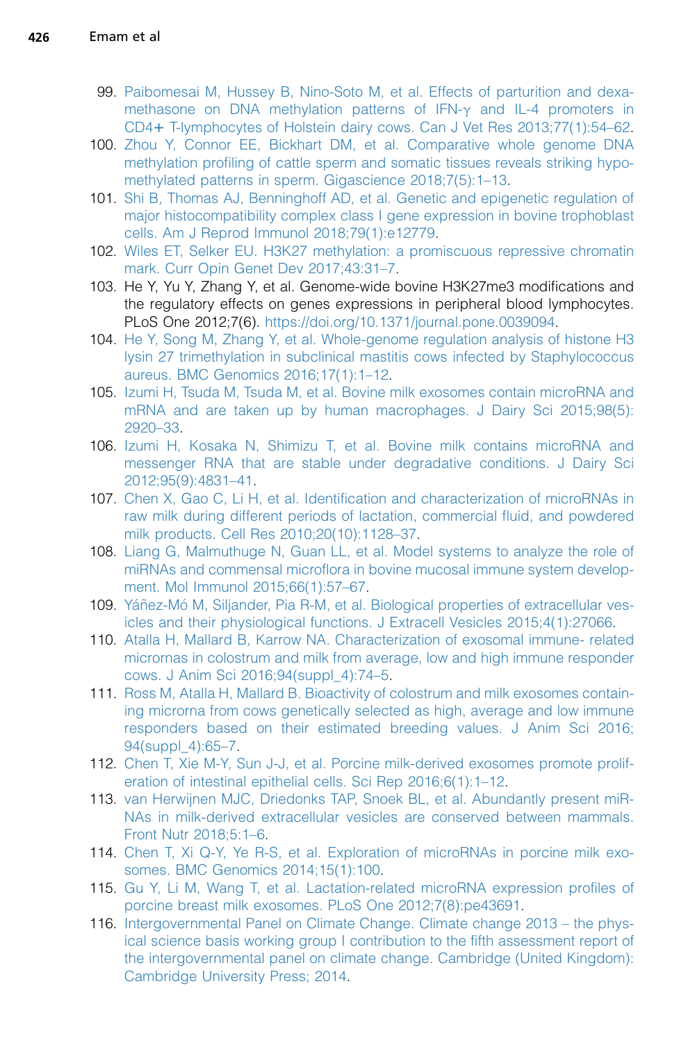99. Paibomesai M, Hussey B, Nino-Soto M, et al. Effects of parturition and dexamethasone on DNA methylation patterns of IFN-γ and IL-4 promoters in CD4+ T-lymphocytes of Holstein dairy cows. Can J Vet Res 2013;77(1):54–62.
100. Zhou Y, Connor EE, Bickhart DM, et al. Comparative whole genome DNA methylation profiling of cattle sperm and somatic tissues reveals striking hypomethylated patterns in sperm. Gigascience 2018;7(5):1–13.
101. Shi B, Thomas AJ, Benninghoff AD, et al. Genetic and epigenetic regulation of major histocompatibility complex class I gene expression in bovine trophoblast cells. Am J Reprod Immunol 2018;79(1):e12779.
102. Wiles ET, Selker EU. H3K27 methylation: a promiscuous repressive chromatin mark. Curr Opin Genet Dev 2017;43:31–7.
103. He Y, Yu Y, Zhang Y, et al. Genome-wide bovine H3K27me3 modifications and the regulatory effects on genes expressions in peripheral blood lymphocytes. PLoS One 2012;7(6). https://doi.org/10.1371/journal.pone.0039094.
104. He Y, Song M, Zhang Y, et al. Whole-genome regulation analysis of histone H3 lysin 27 trimethylation in subclinical mastitis cows infected by Staphylococcus aureus. BMC Genomics 2016;17(1):1–12.
105. Izumi H, Tsuda M, Tsuda M, et al. Bovine milk exosomes contain microRNA and mRNA and are taken up by human macrophages. J Dairy Sci 2015;98(5):2920–33.
106. Izumi H, Kosaka N, Shimizu T, et al. Bovine milk contains microRNA and messenger RNA that are stable under degradative conditions. J Dairy Sci 2012;95(9):4831–41.
107. Chen X, Gao C, Li H, et al. Identification and characterization of microRNAs in raw milk during different periods of lactation, commercial fluid, and powdered milk products. Cell Res 2010;20(10):1128–37.
108. Liang G, Malmuthuge N, Guan LL, et al. Model systems to analyze the role of miRNAs and commensal microflora in bovine mucosal immune system development. Mol Immunol 2015;66(1):57–67.
109. Yáñez-Mó M, Siljander, Pia R-M, et al. Biological properties of extracellular vesicles and their physiological functions. J Extracell Vesicles 2015;4(1):27066.
110. Atalla H, Mallard B, Karrow NA. Characterization of exosomal immune- related micrornas in colostrum and milk from average, low and high immune responder cows. J Anim Sci 2016;94(suppl_4):74–5.
111. Ross M, Atalla H, Mallard B. Bioactivity of colostrum and milk exosomes containing microrna from cows genetically selected as high, average and low immune responders based on their estimated breeding values. J Anim Sci 2016;94(suppl_4):65–7.
112. Chen T, Xie M-Y, Sun J-J, et al. Porcine milk-derived exosomes promote proliferation of intestinal epithelial cells. Sci Rep 2016;6(1):1–12.
113. van Herwijnen MJC, Driedonks TAP, Snoek BL, et al. Abundantly present miRNAs in milk-derived extracellular vesicles are conserved between mammals. Front Nutr 2018;5:1–6.
114. Chen T, Xi Q-Y, Ye R-S, et al. Exploration of microRNAs in porcine milk exosomes. BMC Genomics 2014;15(1):100.
115. Gu Y, Li M, Wang T, et al. Lactation-related microRNA expression profiles of porcine breast milk exosomes. PLoS One 2012;7(8):pe43691.
116. Intergovernmental Panel on Climate Change. Climate change 2013 – the physical science basis working group I contribution to the fifth assessment report of the intergovernmental panel on climate change. Cambridge (United Kingdom): Cambridge University Press; 2014.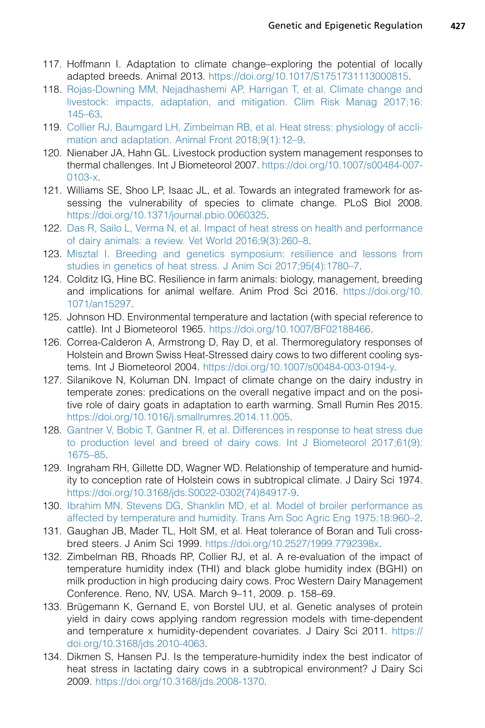117. Hoffmann I. Adaptation to climate change–exploring the potential of locally adapted breeds. Animal 2013. https://doi.org/10.1017/S1751731113000815.
118. Rojas-Downing MM, Nejadhashemi AP, Harrigan T, et al. Climate change and livestock: impacts, adaptation, and mitigation. Clim Risk Manag 2017;16:145–63.
119. Collier RJ, Baumgard LH, Zimbelman RB, et al. Heat stress: physiology of acclimation and adaptation. Animal Front 2018;9(1):12–9.
120. Nienaber JA, Hahn GL. Livestock production system management responses to thermal challenges. Int J Biometeorol 2007. https://doi.org/10.1007/s00484-007-0103-x.
121. Williams SE, Shoo LP, Isaac JL, et al. Towards an integrated framework for assessing the vulnerability of species to climate change. PLoS Biol 2008. https://doi.org/10.1371/journal.pbio.0060325.
122. Das R, Sailo L, Verma N, et al. Impact of heat stress on health and performance of dairy animals: a review. Vet World 2016;9(3):260–8.
123. Misztal I. Breeding and genetics symposium: resilience and lessons from studies in genetics of heat stress. J Anim Sci 2017;95(4):1780–7.
124. Colditz IG, Hine BC. Resilience in farm animals: biology, management, breeding and implications for animal welfare. Anim Prod Sci 2016. https://doi.org/10.1071/an15297.
125. Johnson HD. Environmental temperature and lactation (with special reference to cattle). Int J Biometeorol 1965. https://doi.org/10.1007/BF02188466.
126. Correa-Calderon A, Armstrong D, Ray D, et al. Thermoregulatory responses of Holstein and Brown Swiss Heat-Stressed dairy cows to two different cooling systems. Int J Biometeorol 2004. https://doi.org/10.1007/s00484-003-0194-y.
127. Silanikove N, Koluman DN. Impact of climate change on the dairy industry in temperate zones: predications on the overall negative impact and on the positive role of dairy goats in adaptation to earth warming. Small Rumin Res 2015. https://doi.org/10.1016/j.smallrumres.2014.11.005.
128. Gantner V, Bobic T, Gantner R, et al. Differences in response to heat stress due to production level and breed of dairy cows. Int J Biometeorol 2017;61(9):1675–85.
129. Ingraham RH, Gillette DD, Wagner WD. Relationship of temperature and humidity to conception rate of Holstein cows in subtropical climate. J Dairy Sci 1974. https://doi.org/10.3168/jds.S0022-0302(74)84917-9.
130. Ibrahim MN, Stevens DG, Shanklin MD, et al. Model of broiler performance as affected by temperature and humidity. Trans Am Soc Agric Eng 1975;18:960–2.
131. Gaughan JB, Mader TL, Holt SM, et al. Heat tolerance of Boran and Tuli crossbred steers. J Anim Sci 1999. https://doi.org/10.2527/1999.7792398x.
132. Zimbelman RB, Rhoads RP, Collier RJ, et al. A re-evaluation of the impact of temperature humidity index (THI) and black globe humidity index (BGHI) on milk production in high producing dairy cows. Proc Western Dairy Management Conference. Reno, NV, USA. March 9–11, 2009. p. 158–69.
133. Brügemann K, Gernand E, von Borstel UU, et al. Genetic analyses of protein yield in dairy cows applying random regression models with time-dependent and temperature x humidity-dependent covariates. J Dairy Sci 2011. https://doi.org/10.3168/jds.2010-4063.
134. Dikmen S, Hansen PJ. Is the temperature-humidity index the best indicator of heat stress in lactating dairy cows in a subtropical environment? J Dairy Sci 2009. https://doi.org/10.3168/jds.2008-1370.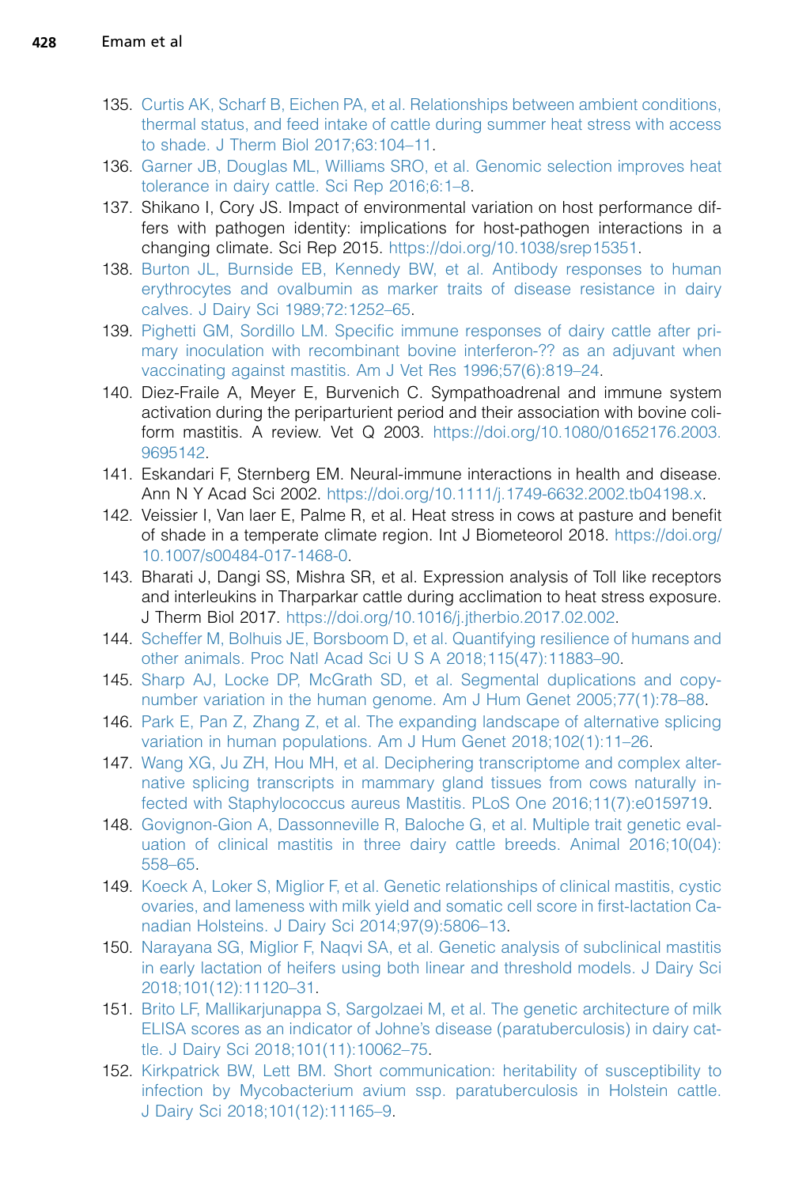135. Curtis AK, Scharf B, Eichen PA, et al. Relationships between ambient conditions, thermal status, and feed intake of cattle during summer heat stress with access to shade. J Therm Biol 2017;63:104–11.
136. Garner JB, Douglas ML, Williams SRO, et al. Genomic selection improves heat tolerance in dairy cattle. Sci Rep 2016;6:1–8.
137. Shikano I, Cory JS. Impact of environmental variation on host performance differs with pathogen identity: implications for host-pathogen interactions in a changing climate. Sci Rep 2015. https://doi.org/10.1038/srep15351.
138. Burton JL, Burnside EB, Kennedy BW, et al. Antibody responses to human erythrocytes and ovalbumin as marker traits of disease resistance in dairy calves. J Dairy Sci 1989;72:1252–65.
139. Pighetti GM, Sordillo LM. Specific immune responses of dairy cattle after primary inoculation with recombinant bovine interferon-?? as an adjuvant when vaccinating against mastitis. Am J Vet Res 1996;57(6):819–24.
140. Diez-Fraile A, Meyer E, Burvenich C. Sympathoadrenal and immune system activation during the periparturient period and their association with bovine coliform mastitis. A review. Vet Q 2003. https://doi.org/10.1080/01652176.2003.9695142.
141. Eskandari F, Sternberg EM. Neural-immune interactions in health and disease. Ann N Y Acad Sci 2002. https://doi.org/10.1111/j.1749-6632.2002.tb04198.x.
142. Veissier I, Van laer E, Palme R, et al. Heat stress in cows at pasture and benefit of shade in a temperate climate region. Int J Biometeorol 2018. https://doi.org/10.1007/s00484-017-1468-0.
143. Bharati J, Dangi SS, Mishra SR, et al. Expression analysis of Toll like receptors and interleukins in Tharparkar cattle during acclimation to heat stress exposure. J Therm Biol 2017. https://doi.org/10.1016/j.jtherbio.2017.02.002.
144. Scheffer M, Bolhuis JE, Borsboom D, et al. Quantifying resilience of humans and other animals. Proc Natl Acad Sci U S A 2018;115(47):11883–90.
145. Sharp AJ, Locke DP, McGrath SD, et al. Segmental duplications and copy-number variation in the human genome. Am J Hum Genet 2005;77(1):78–88.
146. Park E, Pan Z, Zhang Z, et al. The expanding landscape of alternative splicing variation in human populations. Am J Hum Genet 2018;102(1):11–26.
147. Wang XG, Ju ZH, Hou MH, et al. Deciphering transcriptome and complex alternative splicing transcripts in mammary gland tissues from cows naturally infected with Staphylococcus aureus Mastitis. PLoS One 2016;11(7):e0159719.
148. Govignon-Gion A, Dassonneville R, Baloche G, et al. Multiple trait genetic evaluation of clinical mastitis in three dairy cattle breeds. Animal 2016;10(04):558–65.
149. Koeck A, Loker S, Miglior F, et al. Genetic relationships of clinical mastitis, cystic ovaries, and lameness with milk yield and somatic cell score in first-lactation Canadian Holsteins. J Dairy Sci 2014;97(9):5806–13.
150. Narayana SG, Miglior F, Naqvi SA, et al. Genetic analysis of subclinical mastitis in early lactation of heifers using both linear and threshold models. J Dairy Sci 2018;101(12):11120–31.
151. Brito LF, Mallikarjunappa S, Sargolzaei M, et al. The genetic architecture of milk ELISA scores as an indicator of Johne's disease (paratuberculosis) in dairy cattle. J Dairy Sci 2018;101(11):10062–75.
152. Kirkpatrick BW, Lett BM. Short communication: heritability of susceptibility to infection by Mycobacterium avium ssp. paratuberculosis in Holstein cattle. J Dairy Sci 2018;101(12):11165–9.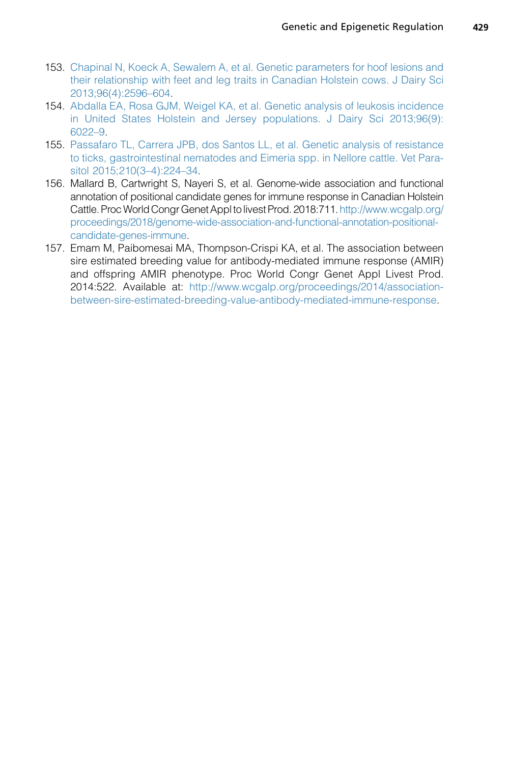153. Chapinal N, Koeck A, Sewalem A, et al. Genetic parameters for hoof lesions and their relationship with feet and leg traits in Canadian Holstein cows. J Dairy Sci 2013;96(4):2596–604.
154. Abdalla EA, Rosa GJM, Weigel KA, et al. Genetic analysis of leukosis incidence in United States Holstein and Jersey populations. J Dairy Sci 2013;96(9):6022–9.
155. Passafaro TL, Carrera JPB, dos Santos LL, et al. Genetic analysis of resistance to ticks, gastrointestinal nematodes and Eimeria spp. in Nellore cattle. Vet Parasitol 2015;210(3–4):224–34.
156. Mallard B, Cartwright S, Nayeri S, et al. Genome-wide association and functional annotation of positional candidate genes for immune response in Canadian Holstein Cattle. Proc World Congr Genet Appl to livest Prod. 2018:711. http://www.wcgalp.org/proceedings/2018/genome-wide-association-and-functional-annotation-positional-candidate-genes-immune.
157. Emam M, Paibomesai MA, Thompson-Crispi KA, et al. The association between sire estimated breeding value for antibody-mediated immune response (AMIR) and offspring AMIR phenotype. Proc World Congr Genet Appl Livest Prod. 2014:522. Available at: http://www.wcgalp.org/proceedings/2014/association-between-sire-estimated-breeding-value-antibody-mediated-immune-response.